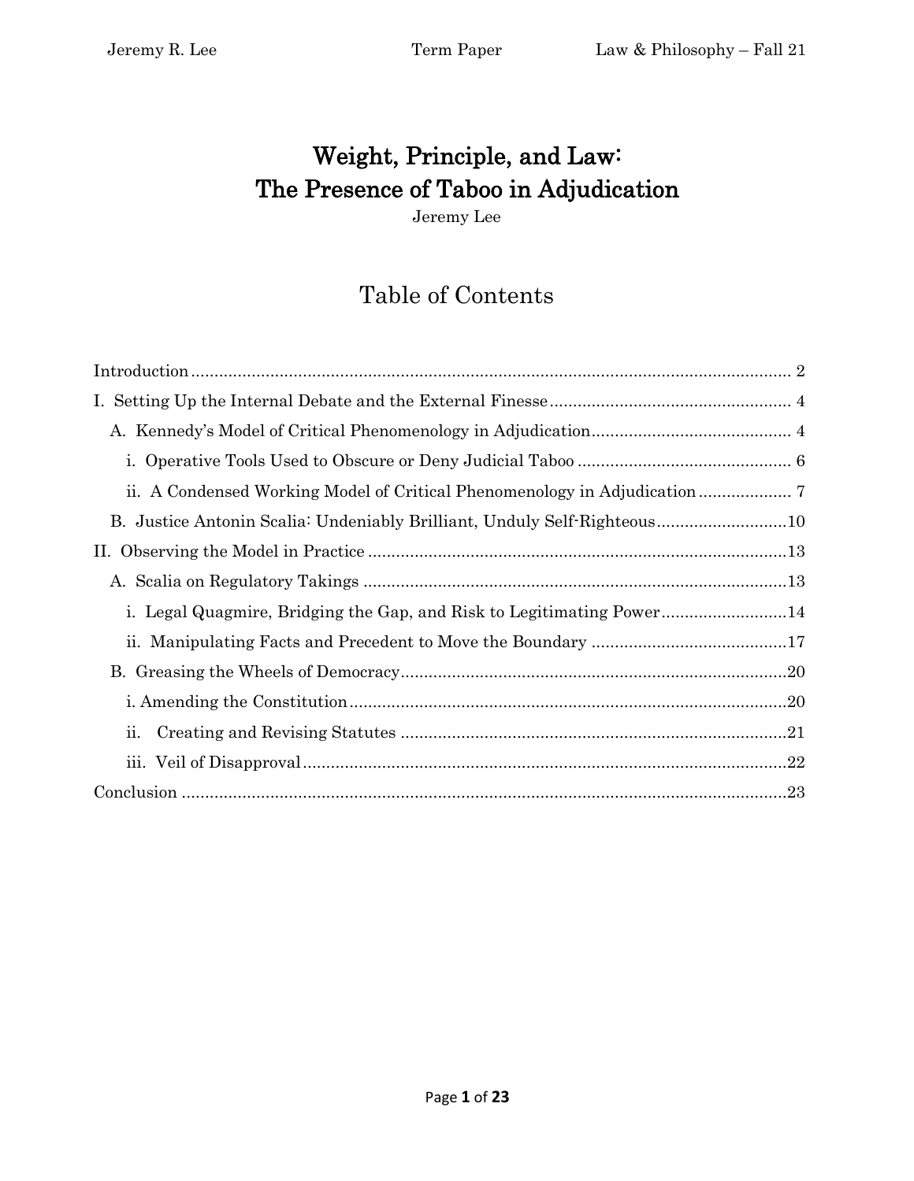# Weight, Principle, and Law: The Presence of Taboo in Adjudication

Jeremy Lee

## Table of Contents

Introduction ........................................................................ 2

I. Setting Up the Internal Debate and the External Finesse ........................................................................ 4

A. Kennedy's Model of Critical Phenomenology in Adjudication ........................................................................ 4

i. Operative Tools Used to Obscure or Deny Judicial Taboo ........................................................................ 6

ii. A Condensed Working Model of Critical Phenomenology in Adjudication ........................................................................ 7

B. Justice Antonin Scalia: Undeniably Brilliant, Unduly Self-Righteous ........................................................................ 10

II. Observing the Model in Practice ........................................................................ 13

A. Scalia on Regulatory Takings ........................................................................ 13

i. Legal Quagmire, Bridging the Gap, and Risk to Legitimating Power ........................................................................ 14

ii. Manipulating Facts and Precedent to Move the Boundary ........................................................................ 17

B. Greasing the Wheels of Democracy ........................................................................ 20

i. Amending the Constitution ........................................................................ 20

ii. Creating and Revising Statutes ........................................................................ 21

iii. Veil of Disapproval ........................................................................ 22

Conclusion ........................................................................ 23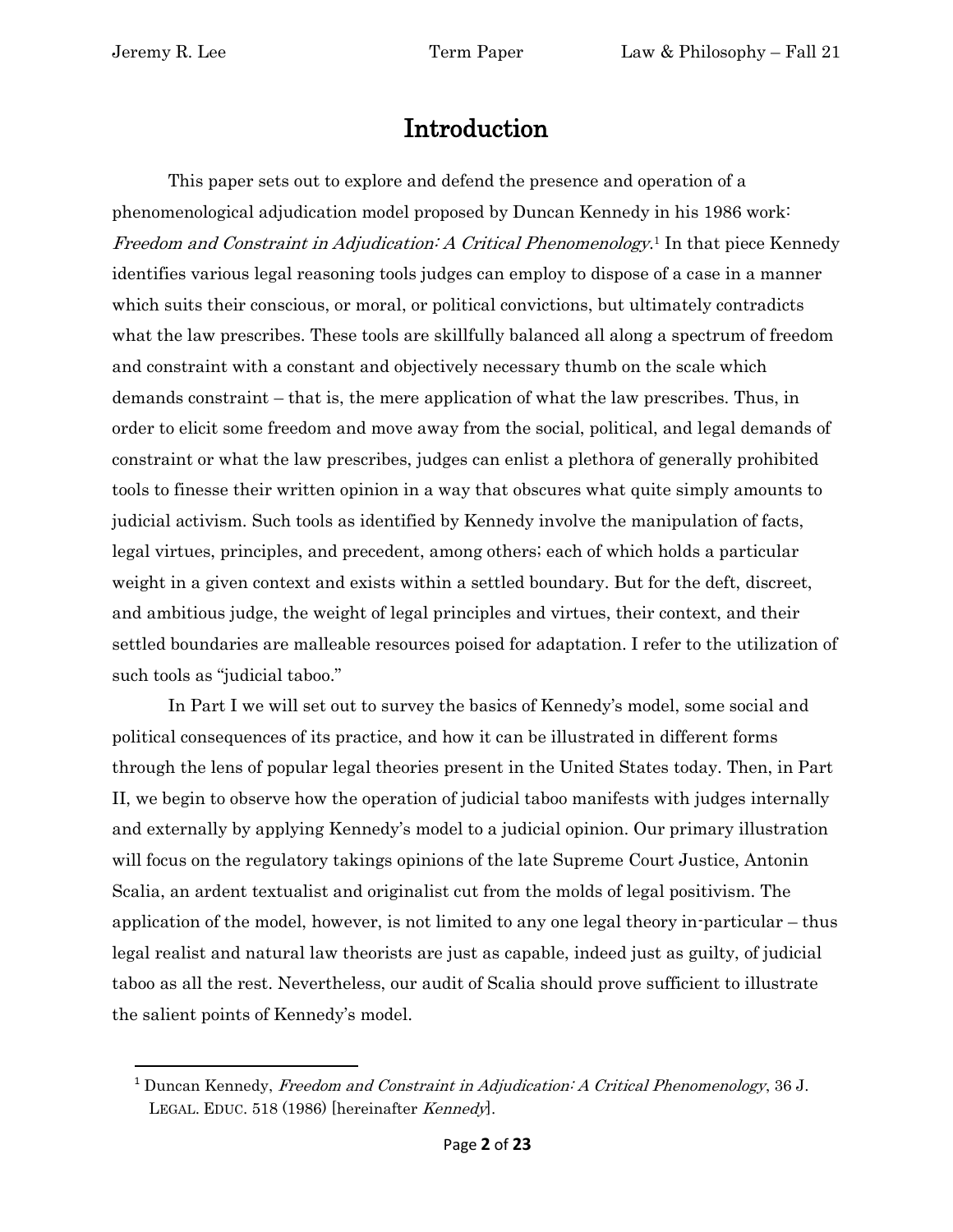# Introduction

This paper sets out to explore and defend the presence and operation of a phenomenological adjudication model proposed by Duncan Kennedy in his 1986 work: *Freedom and Constraint in Adjudication: A Critical Phenomenology*.[1] In that piece Kennedy identifies various legal reasoning tools judges can employ to dispose of a case in a manner which suits their conscious, or moral, or political convictions, but ultimately contradicts what the law prescribes. These tools are skillfully balanced all along a spectrum of freedom and constraint with a constant and objectively necessary thumb on the scale which demands constraint – that is, the mere application of what the law prescribes. Thus, in order to elicit some freedom and move away from the social, political, and legal demands of constraint or what the law prescribes, judges can enlist a plethora of generally prohibited tools to finesse their written opinion in a way that obscures what quite simply amounts to judicial activism. Such tools as identified by Kennedy involve the manipulation of facts, legal virtues, principles, and precedent, among others; each of which holds a particular weight in a given context and exists within a settled boundary. But for the deft, discreet, and ambitious judge, the weight of legal principles and virtues, their context, and their settled boundaries are malleable resources poised for adaptation. I refer to the utilization of such tools as "judicial taboo."

In Part I we will set out to survey the basics of Kennedy's model, some social and political consequences of its practice, and how it can be illustrated in different forms through the lens of popular legal theories present in the United States today. Then, in Part II, we begin to observe how the operation of judicial taboo manifests with judges internally and externally by applying Kennedy's model to a judicial opinion. Our primary illustration will focus on the regulatory takings opinions of the late Supreme Court Justice, Antonin Scalia, an ardent textualist and originalist cut from the molds of legal positivism. The application of the model, however, is not limited to any one legal theory in-particular – thus legal realist and natural law theorists are just as capable, indeed just as guilty, of judicial taboo as all the rest. Nevertheless, our audit of Scalia should prove sufficient to illustrate the salient points of Kennedy's model.

---

[1] Duncan Kennedy, *Freedom and Constraint in Adjudication: A Critical Phenomenology*, 36 J. LEGAL. EDUC. 518 (1986) [hereinafter *Kennedy*].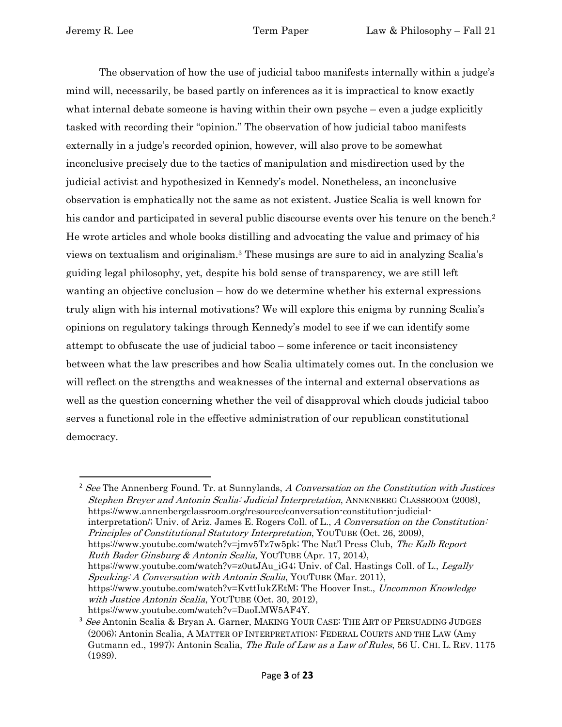The observation of how the use of judicial taboo manifests internally within a judge's mind will, necessarily, be based partly on inferences as it is impractical to know exactly what internal debate someone is having within their own psyche – even a judge explicitly tasked with recording their "opinion." The observation of how judicial taboo manifests externally in a judge's recorded opinion, however, will also prove to be somewhat inconclusive precisely due to the tactics of manipulation and misdirection used by the judicial activist and hypothesized in Kennedy's model. Nonetheless, an inconclusive observation is emphatically not the same as not existent. Justice Scalia is well known for his candor and participated in several public discourse events over his tenure on the bench.[2] He wrote articles and whole books distilling and advocating the value and primacy of his views on textualism and originalism.[3] These musings are sure to aid in analyzing Scalia's guiding legal philosophy, yet, despite his bold sense of transparency, we are still left wanting an objective conclusion – how do we determine whether his external expressions truly align with his internal motivations? We will explore this enigma by running Scalia's opinions on regulatory takings through Kennedy's model to see if we can identify some attempt to obfuscate the use of judicial taboo – some inference or tacit inconsistency between what the law prescribes and how Scalia ultimately comes out. In the conclusion we will reflect on the strengths and weaknesses of the internal and external observations as well as the question concerning whether the veil of disapproval which clouds judicial taboo serves a functional role in the effective administration of our republican constitutional democracy.

---

[2] *See* The Annenberg Found. Tr. at Sunnylands, *A Conversation on the Constitution with Justices Stephen Breyer and Antonin Scalia: Judicial Interpretation*, ANNENBERG CLASSROOM (2008), https://www.annenbergclassroom.org/resource/conversation-constitution-judicial-interpretation/; Univ. of Ariz. James E. Rogers Coll. of L., *A Conversation on the Constitution: Principles of Constitutional Statutory Interpretation*, YOUTUBE (Oct. 26, 2009), https://www.youtube.com/watch?v=jmv5Tz7w5pk; The Nat'l Press Club, *The Kalb Report – Ruth Bader Ginsburg & Antonin Scalia*, YOUTUBE (Apr. 17, 2014), https://www.youtube.com/watch?v=z0utJAu_iG4; Univ. of Cal. Hastings Coll. of L., *Legally Speaking: A Conversation with Antonin Scalia*, YOUTUBE (Mar. 2011), https://www.youtube.com/watch?v=KvttIukZEtM; The Hoover Inst., *Uncommon Knowledge with Justice Antonin Scalia*, YOUTUBE (Oct. 30, 2012), https://www.youtube.com/watch?v=DaoLMW5AF4Y.

[3] *See* Antonin Scalia & Bryan A. Garner, MAKING YOUR CASE: THE ART OF PERSUADING JUDGES (2006); Antonin Scalia, A MATTER OF INTERPRETATION: FEDERAL COURTS AND THE LAW (Amy Gutmann ed., 1997); Antonin Scalia, *The Rule of Law as a Law of Rules*, 56 U. CHI. L. REV. 1175 (1989).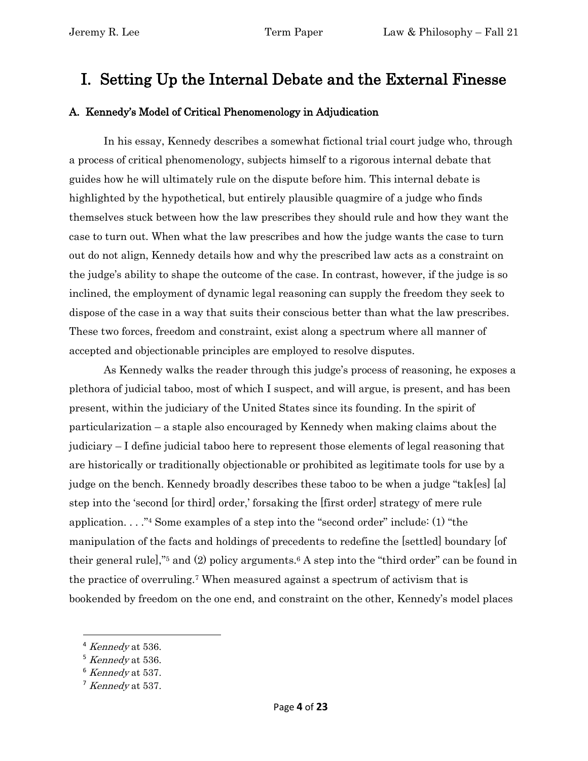# I. Setting Up the Internal Debate and the External Finesse

## A. Kennedy's Model of Critical Phenomenology in Adjudication

In his essay, Kennedy describes a somewhat fictional trial court judge who, through a process of critical phenomenology, subjects himself to a rigorous internal debate that guides how he will ultimately rule on the dispute before him. This internal debate is highlighted by the hypothetical, but entirely plausible quagmire of a judge who finds themselves stuck between how the law prescribes they should rule and how they want the case to turn out. When what the law prescribes and how the judge wants the case to turn out do not align, Kennedy details how and why the prescribed law acts as a constraint on the judge's ability to shape the outcome of the case. In contrast, however, if the judge is so inclined, the employment of dynamic legal reasoning can supply the freedom they seek to dispose of the case in a way that suits their conscious better than what the law prescribes. These two forces, freedom and constraint, exist along a spectrum where all manner of accepted and objectionable principles are employed to resolve disputes.

As Kennedy walks the reader through this judge's process of reasoning, he exposes a plethora of judicial taboo, most of which I suspect, and will argue, is present, and has been present, within the judiciary of the United States since its founding. In the spirit of particularization – a staple also encouraged by Kennedy when making claims about the judiciary – I define judicial taboo here to represent those elements of legal reasoning that are historically or traditionally objectionable or prohibited as legitimate tools for use by a judge on the bench. Kennedy broadly describes these taboo to be when a judge "tak[es] [a] step into the 'second [or third] order,' forsaking the [first order] strategy of mere rule application. . . ."[4] Some examples of a step into the "second order" include: (1) "the manipulation of the facts and holdings of precedents to redefine the [settled] boundary [of their general rule],"[5] and (2) policy arguments.[6] A step into the "third order" can be found in the practice of overruling.[7] When measured against a spectrum of activism that is bookended by freedom on the one end, and constraint on the other, Kennedy's model places

---

[4] *Kennedy* at 536.

[5] *Kennedy* at 536.

[6] *Kennedy* at 537.

[7] *Kennedy* at 537.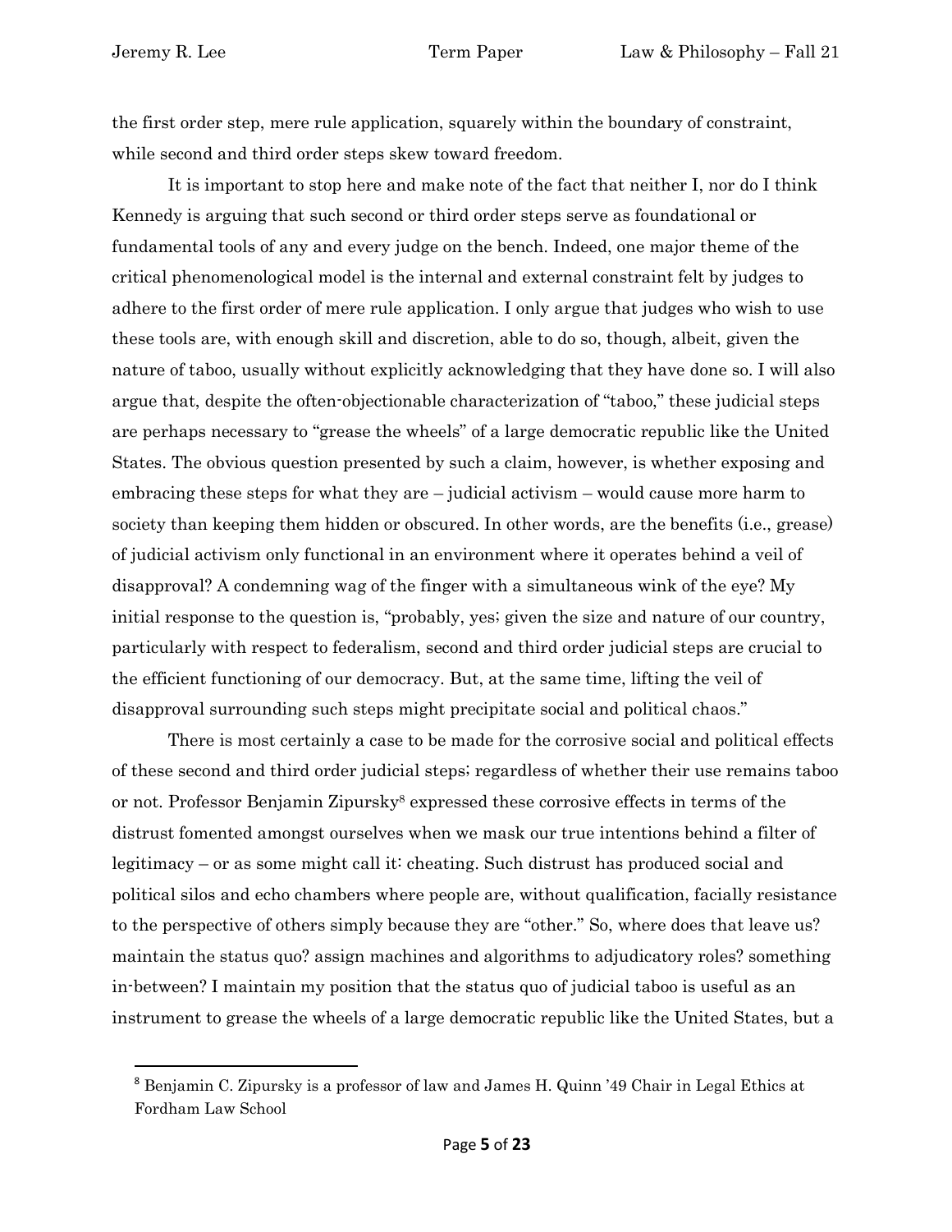the first order step, mere rule application, squarely within the boundary of constraint, while second and third order steps skew toward freedom.

It is important to stop here and make note of the fact that neither I, nor do I think Kennedy is arguing that such second or third order steps serve as foundational or fundamental tools of any and every judge on the bench. Indeed, one major theme of the critical phenomenological model is the internal and external constraint felt by judges to adhere to the first order of mere rule application. I only argue that judges who wish to use these tools are, with enough skill and discretion, able to do so, though, albeit, given the nature of taboo, usually without explicitly acknowledging that they have done so. I will also argue that, despite the often-objectionable characterization of "taboo," these judicial steps are perhaps necessary to "grease the wheels" of a large democratic republic like the United States. The obvious question presented by such a claim, however, is whether exposing and embracing these steps for what they are – judicial activism – would cause more harm to society than keeping them hidden or obscured. In other words, are the benefits (i.e., grease) of judicial activism only functional in an environment where it operates behind a veil of disapproval? A condemning wag of the finger with a simultaneous wink of the eye? My initial response to the question is, "probably, yes; given the size and nature of our country, particularly with respect to federalism, second and third order judicial steps are crucial to the efficient functioning of our democracy. But, at the same time, lifting the veil of disapproval surrounding such steps might precipitate social and political chaos."

There is most certainly a case to be made for the corrosive social and political effects of these second and third order judicial steps; regardless of whether their use remains taboo or not. Professor Benjamin Zipursky[8] expressed these corrosive effects in terms of the distrust fomented amongst ourselves when we mask our true intentions behind a filter of legitimacy – or as some might call it: cheating. Such distrust has produced social and political silos and echo chambers where people are, without qualification, facially resistance to the perspective of others simply because they are "other." So, where does that leave us? maintain the status quo? assign machines and algorithms to adjudicatory roles? something in-between? I maintain my position that the status quo of judicial taboo is useful as an instrument to grease the wheels of a large democratic republic like the United States, but a

---

[8] Benjamin C. Zipursky is a professor of law and James H. Quinn '49 Chair in Legal Ethics at Fordham Law School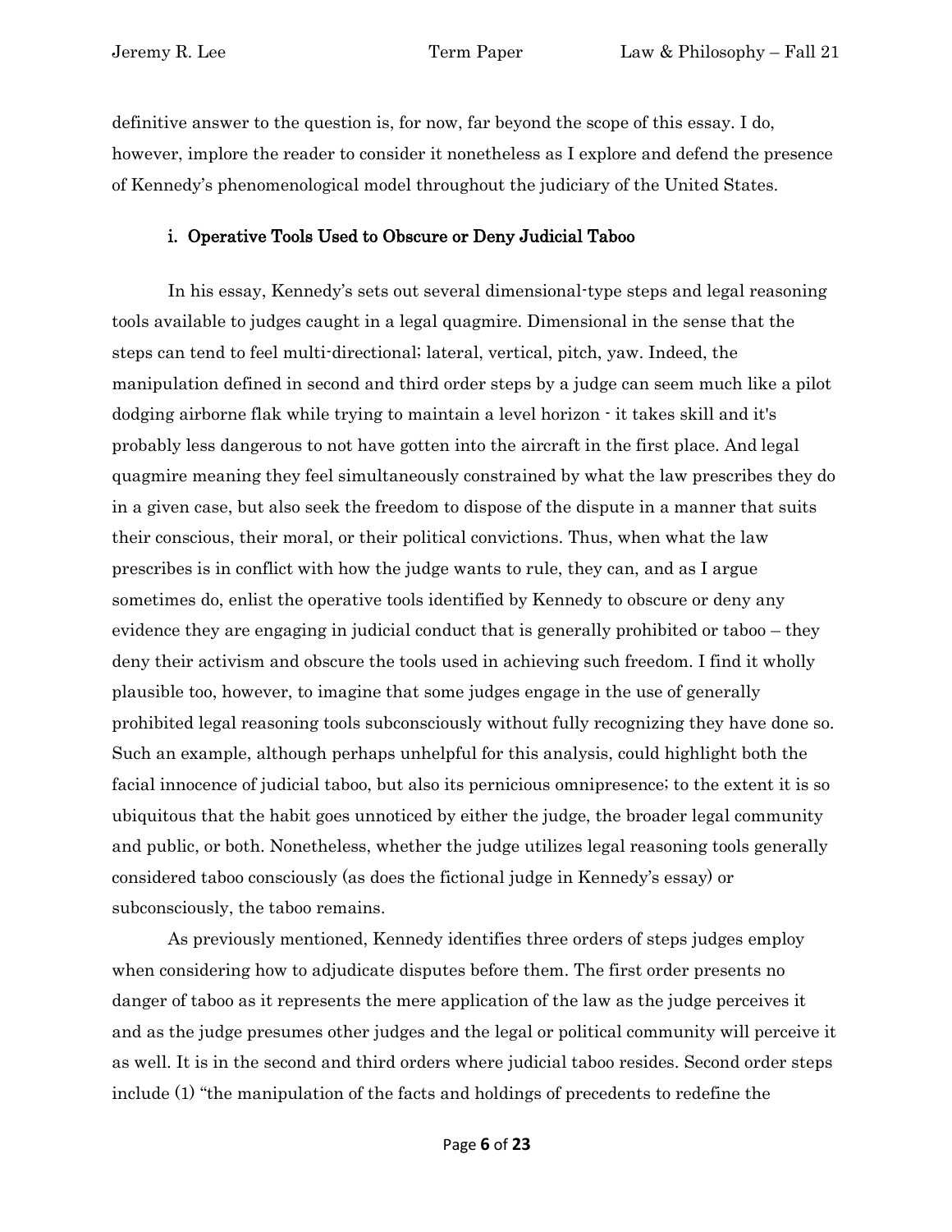definitive answer to the question is, for now, far beyond the scope of this essay. I do, however, implore the reader to consider it nonetheless as I explore and defend the presence of Kennedy's phenomenological model throughout the judiciary of the United States.

### i. Operative Tools Used to Obscure or Deny Judicial Taboo

In his essay, Kennedy's sets out several dimensional-type steps and legal reasoning tools available to judges caught in a legal quagmire. Dimensional in the sense that the steps can tend to feel multi-directional; lateral, vertical, pitch, yaw. Indeed, the manipulation defined in second and third order steps by a judge can seem much like a pilot dodging airborne flak while trying to maintain a level horizon - it takes skill and it's probably less dangerous to not have gotten into the aircraft in the first place. And legal quagmire meaning they feel simultaneously constrained by what the law prescribes they do in a given case, but also seek the freedom to dispose of the dispute in a manner that suits their conscious, their moral, or their political convictions. Thus, when what the law prescribes is in conflict with how the judge wants to rule, they can, and as I argue sometimes do, enlist the operative tools identified by Kennedy to obscure or deny any evidence they are engaging in judicial conduct that is generally prohibited or taboo – they deny their activism and obscure the tools used in achieving such freedom. I find it wholly plausible too, however, to imagine that some judges engage in the use of generally prohibited legal reasoning tools subconsciously without fully recognizing they have done so. Such an example, although perhaps unhelpful for this analysis, could highlight both the facial innocence of judicial taboo, but also its pernicious omnipresence; to the extent it is so ubiquitous that the habit goes unnoticed by either the judge, the broader legal community and public, or both. Nonetheless, whether the judge utilizes legal reasoning tools generally considered taboo consciously (as does the fictional judge in Kennedy's essay) or subconsciously, the taboo remains.

As previously mentioned, Kennedy identifies three orders of steps judges employ when considering how to adjudicate disputes before them. The first order presents no danger of taboo as it represents the mere application of the law as the judge perceives it and as the judge presumes other judges and the legal or political community will perceive it as well. It is in the second and third orders where judicial taboo resides. Second order steps include (1) "the manipulation of the facts and holdings of precedents to redefine the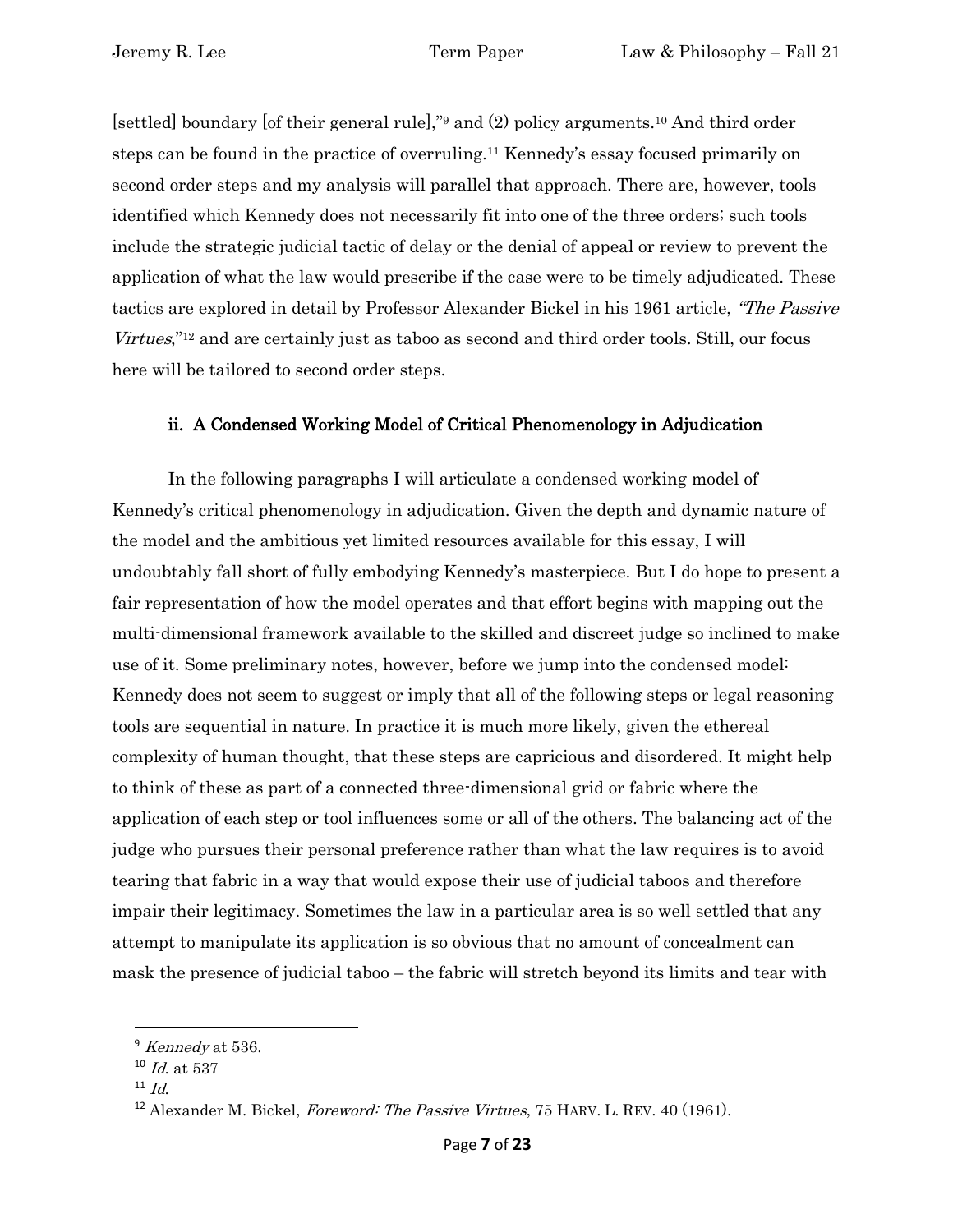[settled] boundary [of their general rule],"[9] and (2) policy arguments.[10] And third order steps can be found in the practice of overruling.[11] Kennedy's essay focused primarily on second order steps and my analysis will parallel that approach. There are, however, tools identified which Kennedy does not necessarily fit into one of the three orders; such tools include the strategic judicial tactic of delay or the denial of appeal or review to prevent the application of what the law would prescribe if the case were to be timely adjudicated. These tactics are explored in detail by Professor Alexander Bickel in his 1961 article, *"The Passive Virtues*,"[12] and are certainly just as taboo as second and third order tools. Still, our focus here will be tailored to second order steps.

### ii. A Condensed Working Model of Critical Phenomenology in Adjudication

In the following paragraphs I will articulate a condensed working model of Kennedy's critical phenomenology in adjudication. Given the depth and dynamic nature of the model and the ambitious yet limited resources available for this essay, I will undoubtably fall short of fully embodying Kennedy's masterpiece. But I do hope to present a fair representation of how the model operates and that effort begins with mapping out the multi-dimensional framework available to the skilled and discreet judge so inclined to make use of it. Some preliminary notes, however, before we jump into the condensed model: Kennedy does not seem to suggest or imply that all of the following steps or legal reasoning tools are sequential in nature. In practice it is much more likely, given the ethereal complexity of human thought, that these steps are capricious and disordered. It might help to think of these as part of a connected three-dimensional grid or fabric where the application of each step or tool influences some or all of the others. The balancing act of the judge who pursues their personal preference rather than what the law requires is to avoid tearing that fabric in a way that would expose their use of judicial taboos and therefore impair their legitimacy. Sometimes the law in a particular area is so well settled that any attempt to manipulate its application is so obvious that no amount of concealment can mask the presence of judicial taboo – the fabric will stretch beyond its limits and tear with

---

[9] *Kennedy* at 536.

[10] *Id.* at 537

[11] *Id.*

[12] Alexander M. Bickel, *Foreword: The Passive Virtues*, 75 HARV. L. REV. 40 (1961).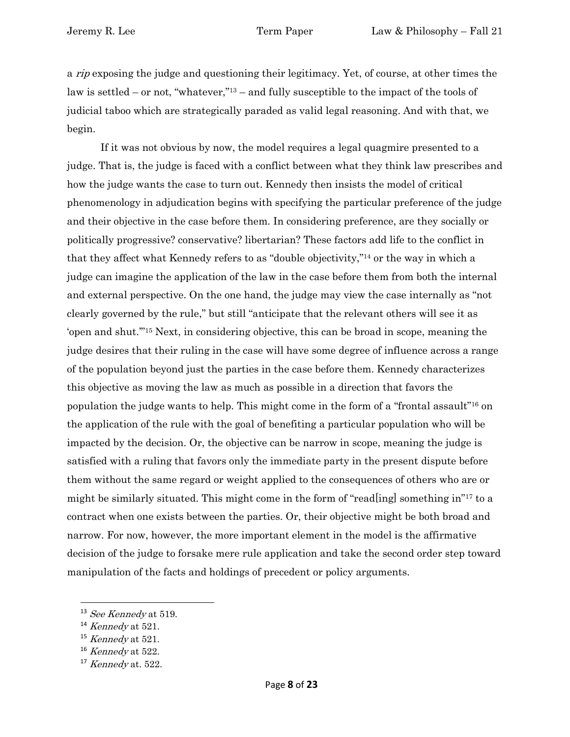a *rip* exposing the judge and questioning their legitimacy. Yet, of course, at other times the law is settled – or not, "whatever,"[13] – and fully susceptible to the impact of the tools of judicial taboo which are strategically paraded as valid legal reasoning. And with that, we begin.

If it was not obvious by now, the model requires a legal quagmire presented to a judge. That is, the judge is faced with a conflict between what they think law prescribes and how the judge wants the case to turn out. Kennedy then insists the model of critical phenomenology in adjudication begins with specifying the particular preference of the judge and their objective in the case before them. In considering preference, are they socially or politically progressive? conservative? libertarian? These factors add life to the conflict in that they affect what Kennedy refers to as "double objectivity,"[14] or the way in which a judge can imagine the application of the law in the case before them from both the internal and external perspective. On the one hand, the judge may view the case internally as "not clearly governed by the rule," but still "anticipate that the relevant others will see it as 'open and shut.'"[15] Next, in considering objective, this can be broad in scope, meaning the judge desires that their ruling in the case will have some degree of influence across a range of the population beyond just the parties in the case before them. Kennedy characterizes this objective as moving the law as much as possible in a direction that favors the population the judge wants to help. This might come in the form of a "frontal assault"[16] on the application of the rule with the goal of benefiting a particular population who will be impacted by the decision. Or, the objective can be narrow in scope, meaning the judge is satisfied with a ruling that favors only the immediate party in the present dispute before them without the same regard or weight applied to the consequences of others who are or might be similarly situated. This might come in the form of "read[ing] something in"[17] to a contract when one exists between the parties. Or, their objective might be both broad and narrow. For now, however, the more important element in the model is the affirmative decision of the judge to forsake mere rule application and take the second order step toward manipulation of the facts and holdings of precedent or policy arguments.

---

[13] *See Kennedy* at 519.

[14] *Kennedy* at 521.

[15] *Kennedy* at 521.

[16] *Kennedy* at 522.

[17] *Kennedy* at. 522.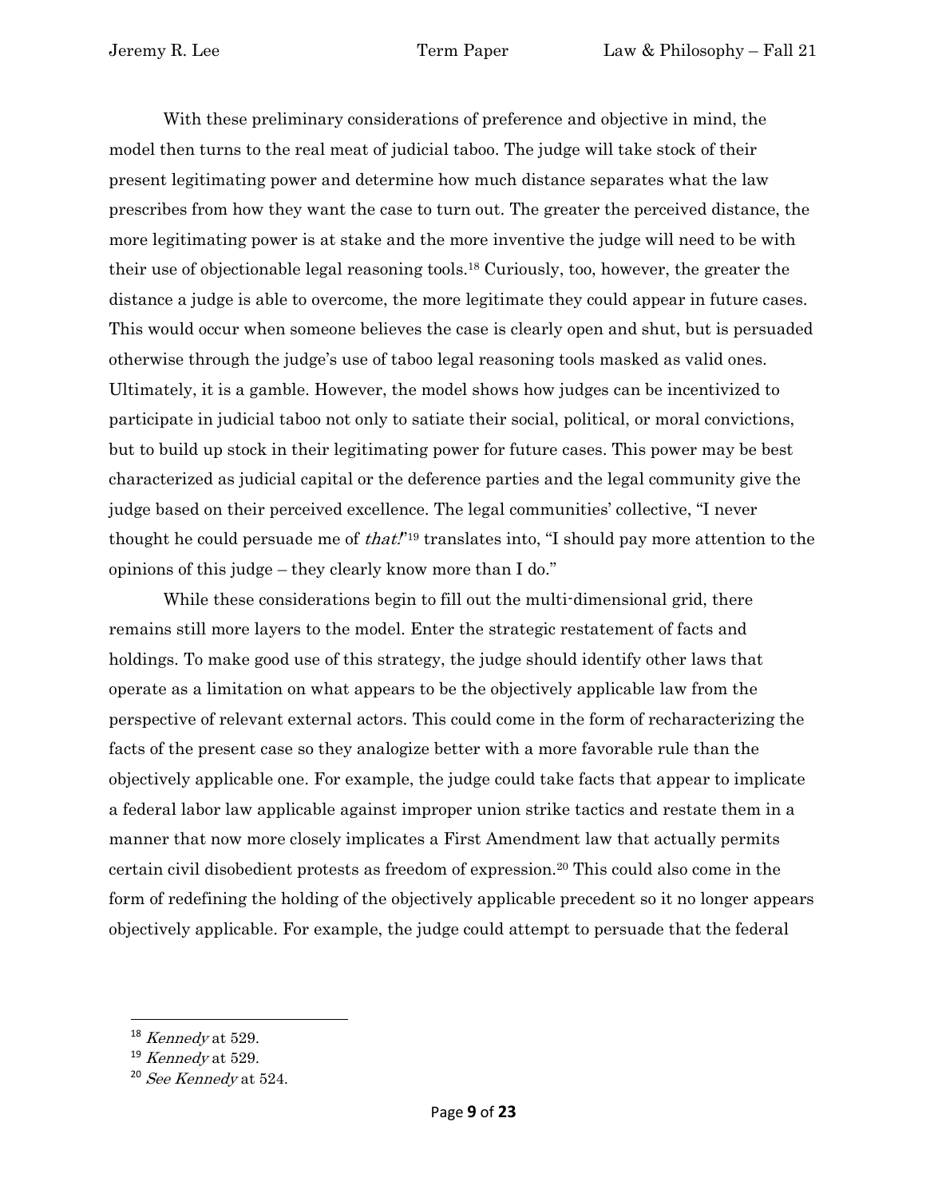With these preliminary considerations of preference and objective in mind, the model then turns to the real meat of judicial taboo. The judge will take stock of their present legitimating power and determine how much distance separates what the law prescribes from how they want the case to turn out. The greater the perceived distance, the more legitimating power is at stake and the more inventive the judge will need to be with their use of objectionable legal reasoning tools.[18] Curiously, too, however, the greater the distance a judge is able to overcome, the more legitimate they could appear in future cases. This would occur when someone believes the case is clearly open and shut, but is persuaded otherwise through the judge's use of taboo legal reasoning tools masked as valid ones. Ultimately, it is a gamble. However, the model shows how judges can be incentivized to participate in judicial taboo not only to satiate their social, political, or moral convictions, but to build up stock in their legitimating power for future cases. This power may be best characterized as judicial capital or the deference parties and the legal community give the judge based on their perceived excellence. The legal communities' collective, "I never thought he could persuade me of *that!*"[19] translates into, "I should pay more attention to the opinions of this judge – they clearly know more than I do."

While these considerations begin to fill out the multi-dimensional grid, there remains still more layers to the model. Enter the strategic restatement of facts and holdings. To make good use of this strategy, the judge should identify other laws that operate as a limitation on what appears to be the objectively applicable law from the perspective of relevant external actors. This could come in the form of recharacterizing the facts of the present case so they analogize better with a more favorable rule than the objectively applicable one. For example, the judge could take facts that appear to implicate a federal labor law applicable against improper union strike tactics and restate them in a manner that now more closely implicates a First Amendment law that actually permits certain civil disobedient protests as freedom of expression.[20] This could also come in the form of redefining the holding of the objectively applicable precedent so it no longer appears objectively applicable. For example, the judge could attempt to persuade that the federal

---

[18] *Kennedy* at 529.

[19] *Kennedy* at 529.

[20] *See Kennedy* at 524.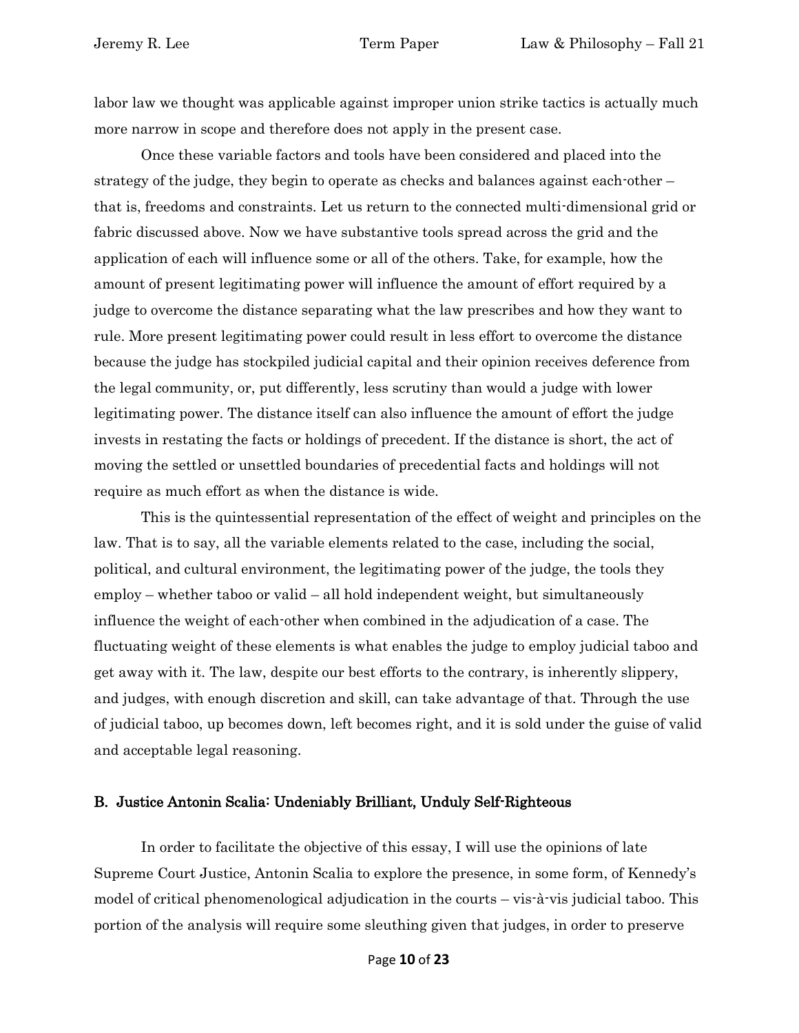labor law we thought was applicable against improper union strike tactics is actually much more narrow in scope and therefore does not apply in the present case.

Once these variable factors and tools have been considered and placed into the strategy of the judge, they begin to operate as checks and balances against each-other – that is, freedoms and constraints. Let us return to the connected multi-dimensional grid or fabric discussed above. Now we have substantive tools spread across the grid and the application of each will influence some or all of the others. Take, for example, how the amount of present legitimating power will influence the amount of effort required by a judge to overcome the distance separating what the law prescribes and how they want to rule. More present legitimating power could result in less effort to overcome the distance because the judge has stockpiled judicial capital and their opinion receives deference from the legal community, or, put differently, less scrutiny than would a judge with lower legitimating power. The distance itself can also influence the amount of effort the judge invests in restating the facts or holdings of precedent. If the distance is short, the act of moving the settled or unsettled boundaries of precedential facts and holdings will not require as much effort as when the distance is wide.

This is the quintessential representation of the effect of weight and principles on the law. That is to say, all the variable elements related to the case, including the social, political, and cultural environment, the legitimating power of the judge, the tools they employ – whether taboo or valid – all hold independent weight, but simultaneously influence the weight of each-other when combined in the adjudication of a case. The fluctuating weight of these elements is what enables the judge to employ judicial taboo and get away with it. The law, despite our best efforts to the contrary, is inherently slippery, and judges, with enough discretion and skill, can take advantage of that. Through the use of judicial taboo, up becomes down, left becomes right, and it is sold under the guise of valid and acceptable legal reasoning.

### B. Justice Antonin Scalia: Undeniably Brilliant, Unduly Self-Righteous

In order to facilitate the objective of this essay, I will use the opinions of late Supreme Court Justice, Antonin Scalia to explore the presence, in some form, of Kennedy's model of critical phenomenological adjudication in the courts – vis-à-vis judicial taboo. This portion of the analysis will require some sleuthing given that judges, in order to preserve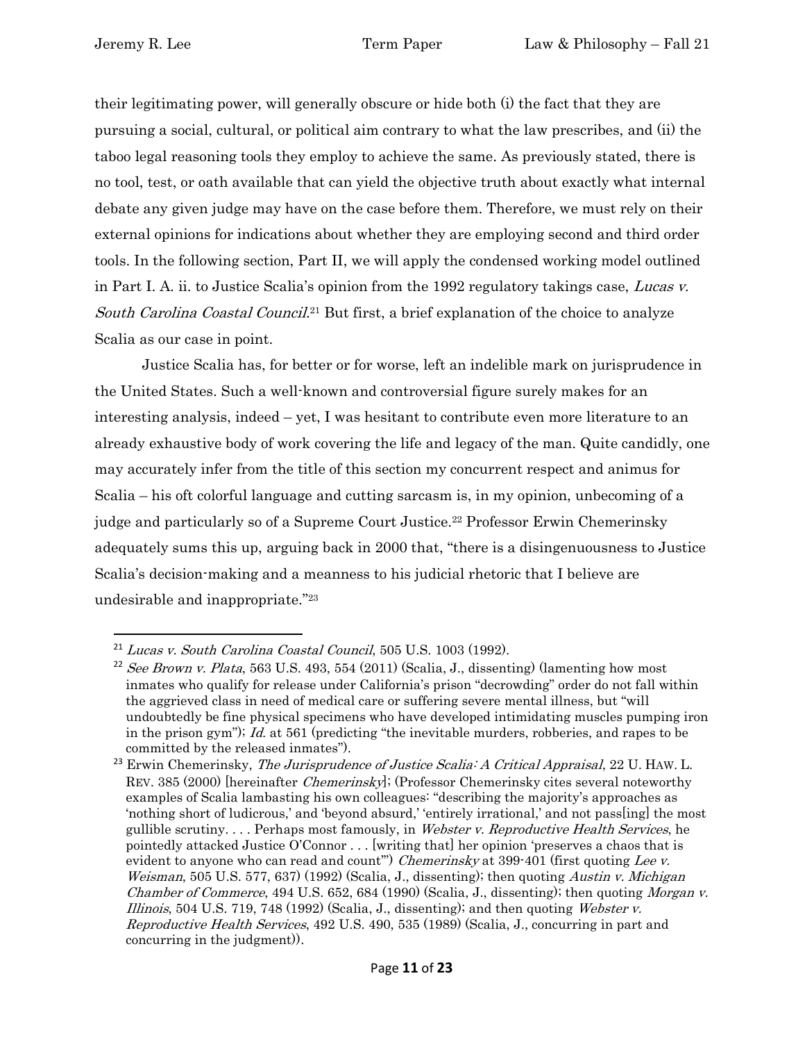their legitimating power, will generally obscure or hide both (i) the fact that they are pursuing a social, cultural, or political aim contrary to what the law prescribes, and (ii) the taboo legal reasoning tools they employ to achieve the same. As previously stated, there is no tool, test, or oath available that can yield the objective truth about exactly what internal debate any given judge may have on the case before them. Therefore, we must rely on their external opinions for indications about whether they are employing second and third order tools. In the following section, Part II, we will apply the condensed working model outlined in Part I. A. ii. to Justice Scalia's opinion from the 1992 regulatory takings case, *Lucas v. South Carolina Coastal Council*.[21] But first, a brief explanation of the choice to analyze Scalia as our case in point.

Justice Scalia has, for better or for worse, left an indelible mark on jurisprudence in the United States. Such a well-known and controversial figure surely makes for an interesting analysis, indeed – yet, I was hesitant to contribute even more literature to an already exhaustive body of work covering the life and legacy of the man. Quite candidly, one may accurately infer from the title of this section my concurrent respect and animus for Scalia – his oft colorful language and cutting sarcasm is, in my opinion, unbecoming of a judge and particularly so of a Supreme Court Justice.[22] Professor Erwin Chemerinsky adequately sums this up, arguing back in 2000 that, "there is a disingenuousness to Justice Scalia's decision-making and a meanness to his judicial rhetoric that I believe are undesirable and inappropriate."[23]

---

[21] *Lucas v. South Carolina Coastal Council*, 505 U.S. 1003 (1992).

[22] *See Brown v. Plata*, 563 U.S. 493, 554 (2011) (Scalia, J., dissenting) (lamenting how most inmates who qualify for release under California's prison "decrowding" order do not fall within the aggrieved class in need of medical care or suffering severe mental illness, but "will undoubtedly be fine physical specimens who have developed intimidating muscles pumping iron in the prison gym"); *Id.* at 561 (predicting "the inevitable murders, robberies, and rapes to be committed by the released inmates").

[23] Erwin Chemerinsky, *The Jurisprudence of Justice Scalia: A Critical Appraisal*, 22 U. HAW. L. REV. 385 (2000) [hereinafter *Chemerinsky*]; (Professor Chemerinsky cites several noteworthy examples of Scalia lambasting his own colleagues: "describing the majority's approaches as 'nothing short of ludicrous,' and 'beyond absurd,' 'entirely irrational,' and not pass[ing] the most gullible scrutiny. . . . Perhaps most famously, in *Webster v. Reproductive Health Services*, he pointedly attacked Justice O'Connor . . . [writing that] her opinion 'preserves a chaos that is evident to anyone who can read and count'") *Chemerinsky* at 399-401 (first quoting *Lee v. Weisman*, 505 U.S. 577, 637) (1992) (Scalia, J., dissenting); then quoting *Austin v. Michigan Chamber of Commerce*, 494 U.S. 652, 684 (1990) (Scalia, J., dissenting); then quoting *Morgan v. Illinois*, 504 U.S. 719, 748 (1992) (Scalia, J., dissenting); and then quoting *Webster v. Reproductive Health Services*, 492 U.S. 490, 535 (1989) (Scalia, J., concurring in part and concurring in the judgment)).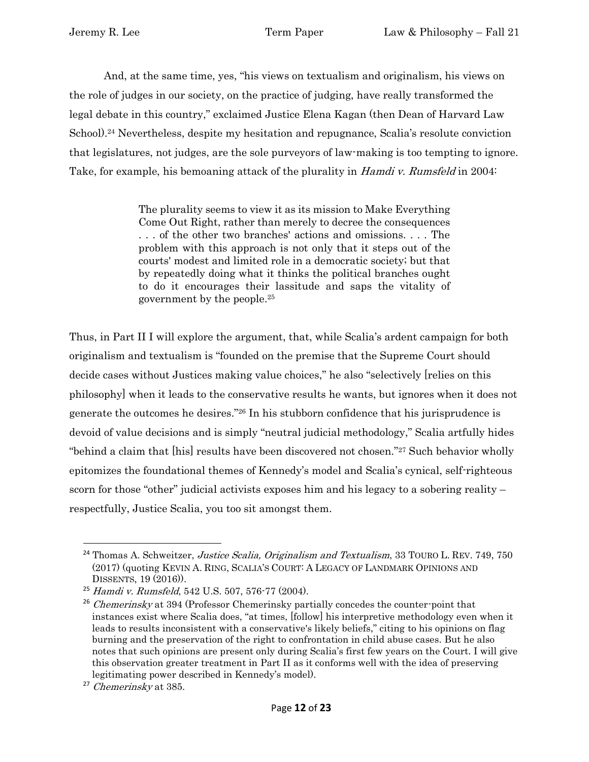And, at the same time, yes, "his views on textualism and originalism, his views on the role of judges in our society, on the practice of judging, have really transformed the legal debate in this country," exclaimed Justice Elena Kagan (then Dean of Harvard Law School).[24] Nevertheless, despite my hesitation and repugnance, Scalia's resolute conviction that legislatures, not judges, are the sole purveyors of law-making is too tempting to ignore. Take, for example, his bemoaning attack of the plurality in *Hamdi v. Rumsfeld* in 2004:

> The plurality seems to view it as its mission to Make Everything Come Out Right, rather than merely to decree the consequences . . . of the other two branches' actions and omissions. . . . The problem with this approach is not only that it steps out of the courts' modest and limited role in a democratic society; but that by repeatedly doing what it thinks the political branches ought to do it encourages their lassitude and saps the vitality of government by the people.[25]

Thus, in Part II I will explore the argument, that, while Scalia's ardent campaign for both originalism and textualism is "founded on the premise that the Supreme Court should decide cases without Justices making value choices," he also "selectively [relies on this philosophy] when it leads to the conservative results he wants, but ignores when it does not generate the outcomes he desires."[26] In his stubborn confidence that his jurisprudence is devoid of value decisions and is simply "neutral judicial methodology," Scalia artfully hides "behind a claim that [his] results have been discovered not chosen."[27] Such behavior wholly epitomizes the foundational themes of Kennedy's model and Scalia's cynical, self-righteous scorn for those "other" judicial activists exposes him and his legacy to a sobering reality – respectfully, Justice Scalia, you too sit amongst them.

---

[24] Thomas A. Schweitzer, *Justice Scalia, Originalism and Textualism*, 33 TOURO L. REV. 749, 750 (2017) (quoting KEVIN A. RING, SCALIA'S COURT: A LEGACY OF LANDMARK OPINIONS AND DISSENTS, 19 (2016)).

[25] *Hamdi v. Rumsfeld*, 542 U.S. 507, 576-77 (2004).

[26] *Chemerinsky* at 394 (Professor Chemerinsky partially concedes the counter-point that instances exist where Scalia does, "at times, [follow] his interpretive methodology even when it leads to results inconsistent with a conservative's likely beliefs," citing to his opinions on flag burning and the preservation of the right to confrontation in child abuse cases. But he also notes that such opinions are present only during Scalia's first few years on the Court. I will give this observation greater treatment in Part II as it conforms well with the idea of preserving legitimating power described in Kennedy's model).

[27] *Chemerinsky* at 385.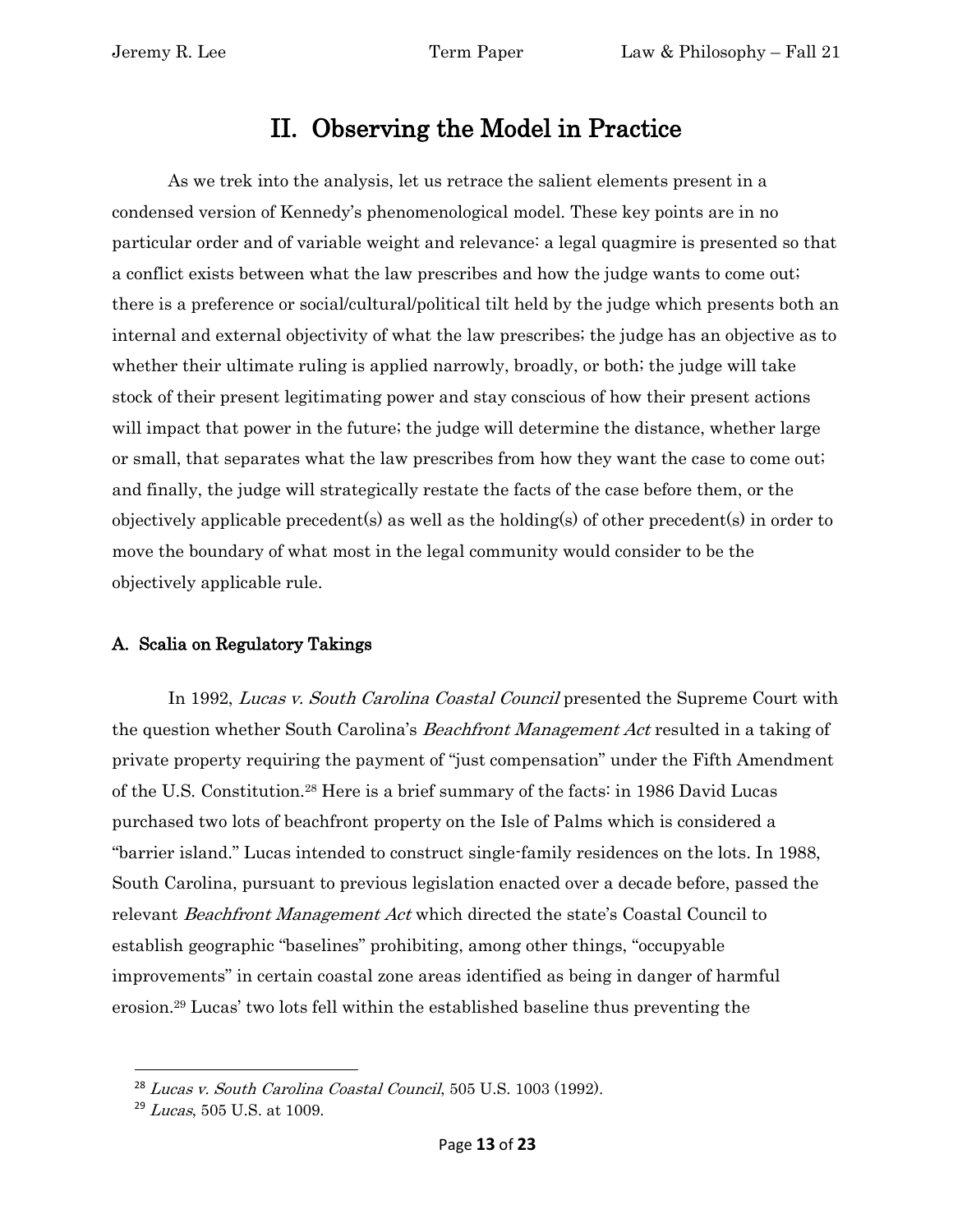# II. Observing the Model in Practice

As we trek into the analysis, let us retrace the salient elements present in a condensed version of Kennedy's phenomenological model. These key points are in no particular order and of variable weight and relevance: a legal quagmire is presented so that a conflict exists between what the law prescribes and how the judge wants to come out; there is a preference or social/cultural/political tilt held by the judge which presents both an internal and external objectivity of what the law prescribes; the judge has an objective as to whether their ultimate ruling is applied narrowly, broadly, or both; the judge will take stock of their present legitimating power and stay conscious of how their present actions will impact that power in the future; the judge will determine the distance, whether large or small, that separates what the law prescribes from how they want the case to come out; and finally, the judge will strategically restate the facts of the case before them, or the objectively applicable precedent(s) as well as the holding(s) of other precedent(s) in order to move the boundary of what most in the legal community would consider to be the objectively applicable rule.

## A. Scalia on Regulatory Takings

In 1992, *Lucas v. South Carolina Coastal Council* presented the Supreme Court with the question whether South Carolina's *Beachfront Management Act* resulted in a taking of private property requiring the payment of "just compensation" under the Fifth Amendment of the U.S. Constitution.[28] Here is a brief summary of the facts: in 1986 David Lucas purchased two lots of beachfront property on the Isle of Palms which is considered a "barrier island." Lucas intended to construct single-family residences on the lots. In 1988, South Carolina, pursuant to previous legislation enacted over a decade before, passed the relevant *Beachfront Management Act* which directed the state's Coastal Council to establish geographic "baselines" prohibiting, among other things, "occupyable improvements" in certain coastal zone areas identified as being in danger of harmful erosion.[29] Lucas' two lots fell within the established baseline thus preventing the

---

[28] *Lucas v. South Carolina Coastal Council*, 505 U.S. 1003 (1992).

[29] *Lucas*, 505 U.S. at 1009.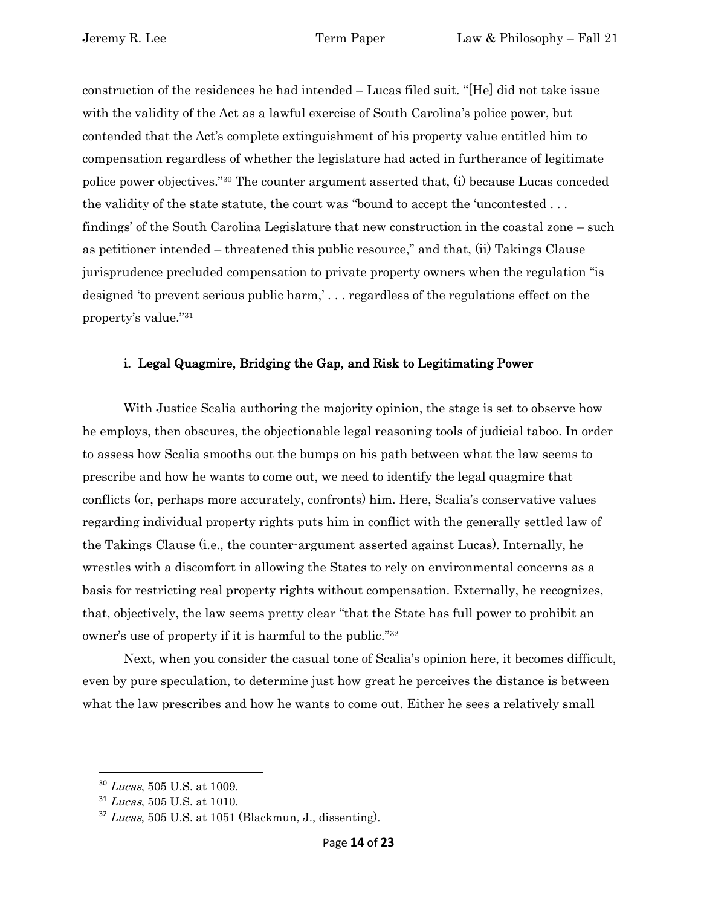construction of the residences he had intended – Lucas filed suit. "[He] did not take issue with the validity of the Act as a lawful exercise of South Carolina's police power, but contended that the Act's complete extinguishment of his property value entitled him to compensation regardless of whether the legislature had acted in furtherance of legitimate police power objectives."[30] The counter argument asserted that, (i) because Lucas conceded the validity of the state statute, the court was "bound to accept the 'uncontested . . . findings' of the South Carolina Legislature that new construction in the coastal zone – such as petitioner intended – threatened this public resource," and that, (ii) Takings Clause jurisprudence precluded compensation to private property owners when the regulation "is designed 'to prevent serious public harm,' . . . regardless of the regulations effect on the property's value."[31]

### i. Legal Quagmire, Bridging the Gap, and Risk to Legitimating Power

With Justice Scalia authoring the majority opinion, the stage is set to observe how he employs, then obscures, the objectionable legal reasoning tools of judicial taboo. In order to assess how Scalia smooths out the bumps on his path between what the law seems to prescribe and how he wants to come out, we need to identify the legal quagmire that conflicts (or, perhaps more accurately, confronts) him. Here, Scalia's conservative values regarding individual property rights puts him in conflict with the generally settled law of the Takings Clause (i.e., the counter-argument asserted against Lucas). Internally, he wrestles with a discomfort in allowing the States to rely on environmental concerns as a basis for restricting real property rights without compensation. Externally, he recognizes, that, objectively, the law seems pretty clear "that the State has full power to prohibit an owner's use of property if it is harmful to the public."[32]

Next, when you consider the casual tone of Scalia's opinion here, it becomes difficult, even by pure speculation, to determine just how great he perceives the distance is between what the law prescribes and how he wants to come out. Either he sees a relatively small

---

[30] *Lucas*, 505 U.S. at 1009.

[31] *Lucas*, 505 U.S. at 1010.

[32] *Lucas*, 505 U.S. at 1051 (Blackmun, J., dissenting).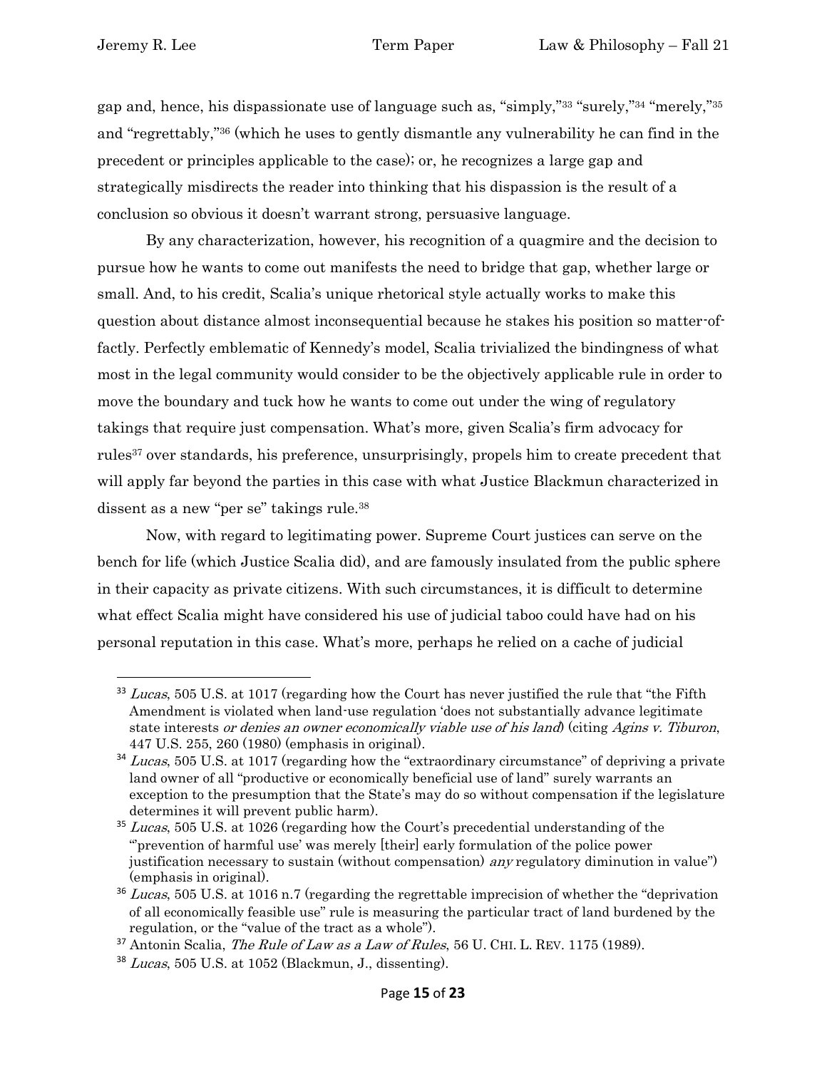gap and, hence, his dispassionate use of language such as, "simply,"[33] "surely,"[34] "merely,"[35] and "regrettably,"[36] (which he uses to gently dismantle any vulnerability he can find in the precedent or principles applicable to the case); or, he recognizes a large gap and strategically misdirects the reader into thinking that his dispassion is the result of a conclusion so obvious it doesn't warrant strong, persuasive language.

By any characterization, however, his recognition of a quagmire and the decision to pursue how he wants to come out manifests the need to bridge that gap, whether large or small. And, to his credit, Scalia's unique rhetorical style actually works to make this question about distance almost inconsequential because he stakes his position so matter-of-factly. Perfectly emblematic of Kennedy's model, Scalia trivialized the bindingness of what most in the legal community would consider to be the objectively applicable rule in order to move the boundary and tuck how he wants to come out under the wing of regulatory takings that require just compensation. What's more, given Scalia's firm advocacy for rules[37] over standards, his preference, unsurprisingly, propels him to create precedent that will apply far beyond the parties in this case with what Justice Blackmun characterized in dissent as a new "per se" takings rule.[38]

Now, with regard to legitimating power. Supreme Court justices can serve on the bench for life (which Justice Scalia did), and are famously insulated from the public sphere in their capacity as private citizens. With such circumstances, it is difficult to determine what effect Scalia might have considered his use of judicial taboo could have had on his personal reputation in this case. What's more, perhaps he relied on a cache of judicial

---

[33] *Lucas*, 505 U.S. at 1017 (regarding how the Court has never justified the rule that "the Fifth Amendment is violated when land-use regulation 'does not substantially advance legitimate state interests *or denies an owner economically viable use of his land*' (citing *Agins v. Tiburon*, 447 U.S. 255, 260 (1980) (emphasis in original).

[34] *Lucas*, 505 U.S. at 1017 (regarding how the "extraordinary circumstance" of depriving a private land owner of all "productive or economically beneficial use of land" surely warrants an exception to the presumption that the State's may do so without compensation if the legislature determines it will prevent public harm).

[35] *Lucas*, 505 U.S. at 1026 (regarding how the Court's precedential understanding of the "'prevention of harmful use' was merely [their] early formulation of the police power justification necessary to sustain (without compensation) *any* regulatory diminution in value") (emphasis in original).

[36] *Lucas*, 505 U.S. at 1016 n.7 (regarding the regrettable imprecision of whether the "deprivation of all economically feasible use" rule is measuring the particular tract of land burdened by the regulation, or the "value of the tract as a whole").

[37] Antonin Scalia, *The Rule of Law as a Law of Rules*, 56 U. CHI. L. REV. 1175 (1989).

[38] *Lucas*, 505 U.S. at 1052 (Blackmun, J., dissenting).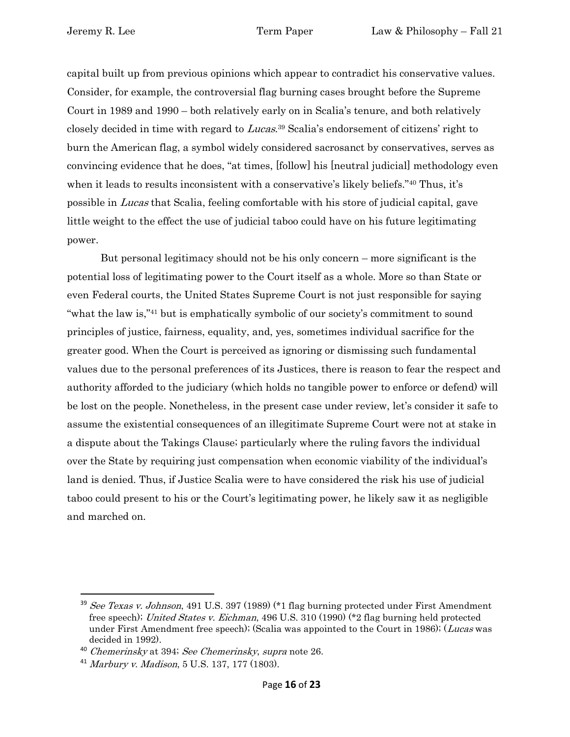capital built up from previous opinions which appear to contradict his conservative values. Consider, for example, the controversial flag burning cases brought before the Supreme Court in 1989 and 1990 – both relatively early on in Scalia's tenure, and both relatively closely decided in time with regard to *Lucas*.[39] Scalia's endorsement of citizens' right to burn the American flag, a symbol widely considered sacrosanct by conservatives, serves as convincing evidence that he does, "at times, [follow] his [neutral judicial] methodology even when it leads to results inconsistent with a conservative's likely beliefs."[40] Thus, it's possible in *Lucas* that Scalia, feeling comfortable with his store of judicial capital, gave little weight to the effect the use of judicial taboo could have on his future legitimating power.

But personal legitimacy should not be his only concern – more significant is the potential loss of legitimating power to the Court itself as a whole. More so than State or even Federal courts, the United States Supreme Court is not just responsible for saying "what the law is,"[41] but is emphatically symbolic of our society's commitment to sound principles of justice, fairness, equality, and, yes, sometimes individual sacrifice for the greater good. When the Court is perceived as ignoring or dismissing such fundamental values due to the personal preferences of its Justices, there is reason to fear the respect and authority afforded to the judiciary (which holds no tangible power to enforce or defend) will be lost on the people. Nonetheless, in the present case under review, let's consider it safe to assume the existential consequences of an illegitimate Supreme Court were not at stake in a dispute about the Takings Clause; particularly where the ruling favors the individual over the State by requiring just compensation when economic viability of the individual's land is denied. Thus, if Justice Scalia were to have considered the risk his use of judicial taboo could present to his or the Court's legitimating power, he likely saw it as negligible and marched on.

---

[39] *See Texas v. Johnson*, 491 U.S. 397 (1989) (*1 flag burning protected under First Amendment free speech); *United States v. Eichman*, 496 U.S. 310 (1990) (*2 flag burning held protected under First Amendment free speech); (Scalia was appointed to the Court in 1986); (*Lucas* was decided in 1992).

[40] *Chemerinsky* at 394; *See Chemerinsky*, *supra* note 26.

[41] *Marbury v. Madison*, 5 U.S. 137, 177 (1803).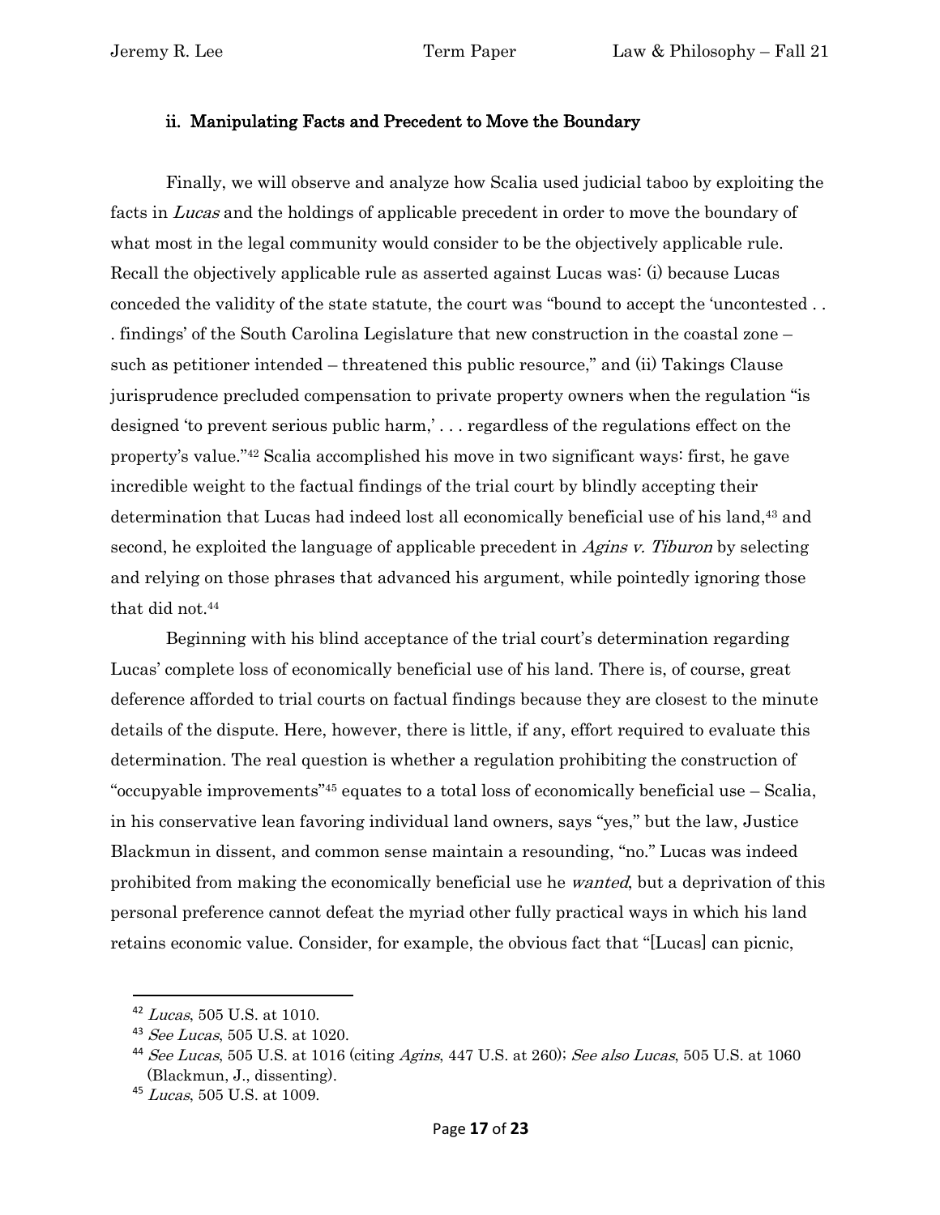### ii. Manipulating Facts and Precedent to Move the Boundary

Finally, we will observe and analyze how Scalia used judicial taboo by exploiting the facts in *Lucas* and the holdings of applicable precedent in order to move the boundary of what most in the legal community would consider to be the objectively applicable rule. Recall the objectively applicable rule as asserted against Lucas was: (i) because Lucas conceded the validity of the state statute, the court was "bound to accept the 'uncontested . . . findings' of the South Carolina Legislature that new construction in the coastal zone – such as petitioner intended – threatened this public resource," and (ii) Takings Clause jurisprudence precluded compensation to private property owners when the regulation "is designed 'to prevent serious public harm,' . . . regardless of the regulations effect on the property's value."[42] Scalia accomplished his move in two significant ways: first, he gave incredible weight to the factual findings of the trial court by blindly accepting their determination that Lucas had indeed lost all economically beneficial use of his land,[43] and second, he exploited the language of applicable precedent in *Agins v. Tiburon* by selecting and relying on those phrases that advanced his argument, while pointedly ignoring those that did not.[44]

Beginning with his blind acceptance of the trial court's determination regarding Lucas' complete loss of economically beneficial use of his land. There is, of course, great deference afforded to trial courts on factual findings because they are closest to the minute details of the dispute. Here, however, there is little, if any, effort required to evaluate this determination. The real question is whether a regulation prohibiting the construction of "occupyable improvements"[45] equates to a total loss of economically beneficial use – Scalia, in his conservative lean favoring individual land owners, says "yes," but the law, Justice Blackmun in dissent, and common sense maintain a resounding, "no." Lucas was indeed prohibited from making the economically beneficial use he *wanted*, but a deprivation of this personal preference cannot defeat the myriad other fully practical ways in which his land retains economic value. Consider, for example, the obvious fact that "[Lucas] can picnic,

---

[42] *Lucas*, 505 U.S. at 1010.

[43] *See Lucas*, 505 U.S. at 1020.

[44] *See Lucas*, 505 U.S. at 1016 (citing *Agins*, 447 U.S. at 260); *See also Lucas*, 505 U.S. at 1060 (Blackmun, J., dissenting).

[45] *Lucas*, 505 U.S. at 1009.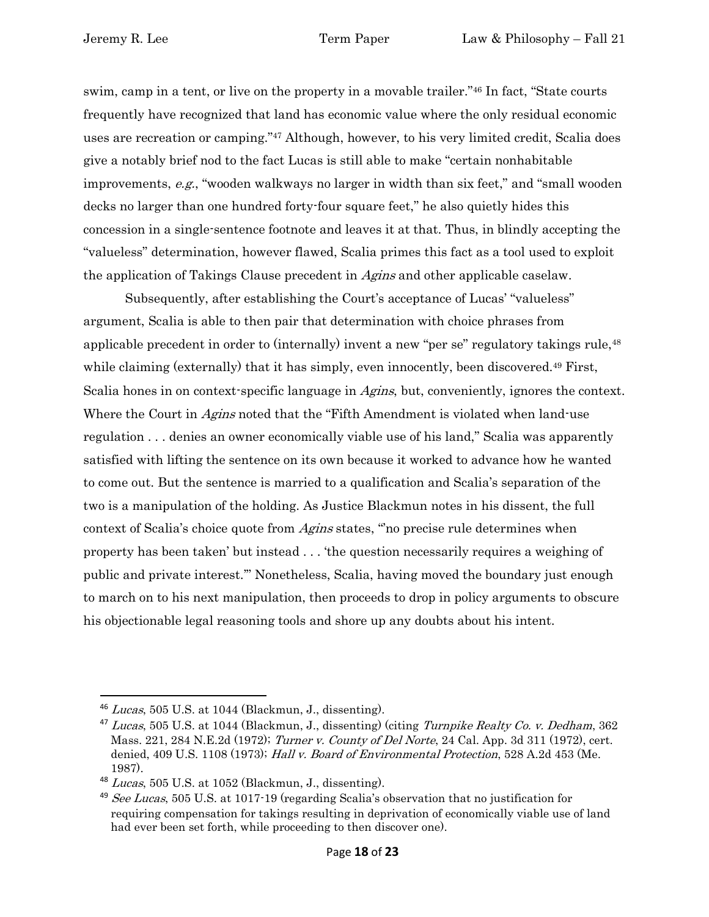swim, camp in a tent, or live on the property in a movable trailer."[46] In fact, "State courts frequently have recognized that land has economic value where the only residual economic uses are recreation or camping."[47] Although, however, to his very limited credit, Scalia does give a notably brief nod to the fact Lucas is still able to make "certain nonhabitable improvements, *e.g.*, "wooden walkways no larger in width than six feet," and "small wooden decks no larger than one hundred forty-four square feet," he also quietly hides this concession in a single-sentence footnote and leaves it at that. Thus, in blindly accepting the "valueless" determination, however flawed, Scalia primes this fact as a tool used to exploit the application of Takings Clause precedent in *Agins* and other applicable caselaw.

Subsequently, after establishing the Court's acceptance of Lucas' "valueless" argument, Scalia is able to then pair that determination with choice phrases from applicable precedent in order to (internally) invent a new "per se" regulatory takings rule,[48] while claiming (externally) that it has simply, even innocently, been discovered.[49] First, Scalia hones in on context-specific language in *Agins*, but, conveniently, ignores the context. Where the Court in *Agins* noted that the "Fifth Amendment is violated when land-use regulation . . . denies an owner economically viable use of his land," Scalia was apparently satisfied with lifting the sentence on its own because it worked to advance how he wanted to come out. But the sentence is married to a qualification and Scalia's separation of the two is a manipulation of the holding. As Justice Blackmun notes in his dissent, the full context of Scalia's choice quote from *Agins* states, "'no precise rule determines when property has been taken' but instead . . . 'the question necessarily requires a weighing of public and private interest.'" Nonetheless, Scalia, having moved the boundary just enough to march on to his next manipulation, then proceeds to drop in policy arguments to obscure his objectionable legal reasoning tools and shore up any doubts about his intent.

---

[46] *Lucas*, 505 U.S. at 1044 (Blackmun, J., dissenting).

[47] *Lucas*, 505 U.S. at 1044 (Blackmun, J., dissenting) (citing *Turnpike Realty Co. v. Dedham*, 362 Mass. 221, 284 N.E.2d (1972); *Turner v. County of Del Norte*, 24 Cal. App. 3d 311 (1972), cert. denied, 409 U.S. 1108 (1973); *Hall v. Board of Environmental Protection*, 528 A.2d 453 (Me. 1987).

[48] *Lucas*, 505 U.S. at 1052 (Blackmun, J., dissenting).

[49] *See Lucas*, 505 U.S. at 1017-19 (regarding Scalia's observation that no justification for requiring compensation for takings resulting in deprivation of economically viable use of land had ever been set forth, while proceeding to then discover one).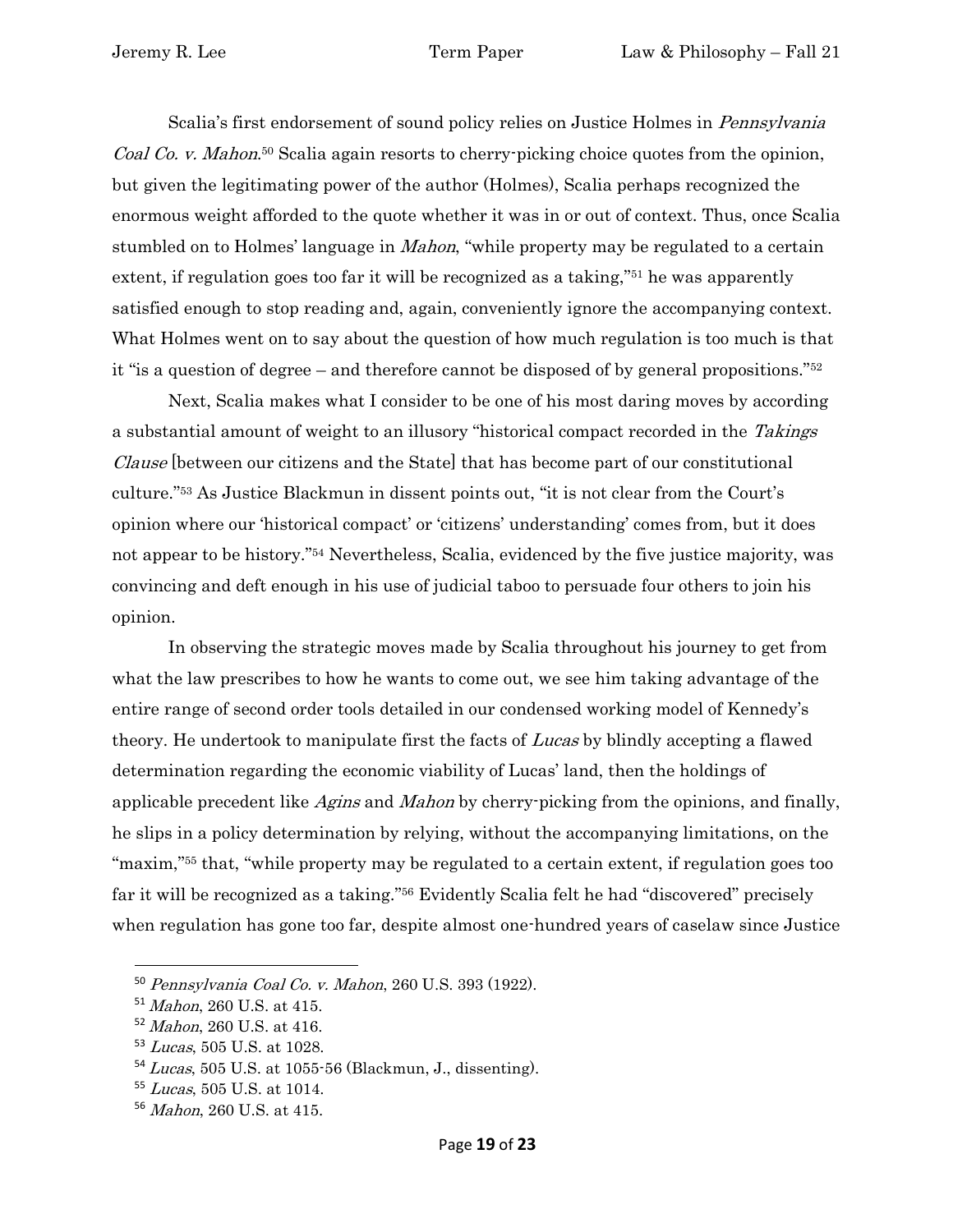Scalia's first endorsement of sound policy relies on Justice Holmes in *Pennsylvania Coal Co. v. Mahon*.[50] Scalia again resorts to cherry-picking choice quotes from the opinion, but given the legitimating power of the author (Holmes), Scalia perhaps recognized the enormous weight afforded to the quote whether it was in or out of context. Thus, once Scalia stumbled on to Holmes' language in *Mahon*, "while property may be regulated to a certain extent, if regulation goes too far it will be recognized as a taking,"[51] he was apparently satisfied enough to stop reading and, again, conveniently ignore the accompanying context. What Holmes went on to say about the question of how much regulation is too much is that it "is a question of degree – and therefore cannot be disposed of by general propositions."[52]

Next, Scalia makes what I consider to be one of his most daring moves by according a substantial amount of weight to an illusory "historical compact recorded in the *Takings Clause* [between our citizens and the State] that has become part of our constitutional culture."[53] As Justice Blackmun in dissent points out, "it is not clear from the Court's opinion where our 'historical compact' or 'citizens' understanding' comes from, but it does not appear to be history."[54] Nevertheless, Scalia, evidenced by the five justice majority, was convincing and deft enough in his use of judicial taboo to persuade four others to join his opinion.

In observing the strategic moves made by Scalia throughout his journey to get from what the law prescribes to how he wants to come out, we see him taking advantage of the entire range of second order tools detailed in our condensed working model of Kennedy's theory. He undertook to manipulate first the facts of *Lucas* by blindly accepting a flawed determination regarding the economic viability of Lucas' land, then the holdings of applicable precedent like *Agins* and *Mahon* by cherry-picking from the opinions, and finally, he slips in a policy determination by relying, without the accompanying limitations, on the "maxim,"[55] that, "while property may be regulated to a certain extent, if regulation goes too far it will be recognized as a taking."[56] Evidently Scalia felt he had "discovered" precisely when regulation has gone too far, despite almost one-hundred years of caselaw since Justice

---

[50] *Pennsylvania Coal Co. v. Mahon*, 260 U.S. 393 (1922).

[51] *Mahon*, 260 U.S. at 415.

[52] *Mahon*, 260 U.S. at 416.

[53] *Lucas*, 505 U.S. at 1028.

[54] *Lucas*, 505 U.S. at 1055-56 (Blackmun, J., dissenting).

[55] *Lucas*, 505 U.S. at 1014.

[56] *Mahon*, 260 U.S. at 415.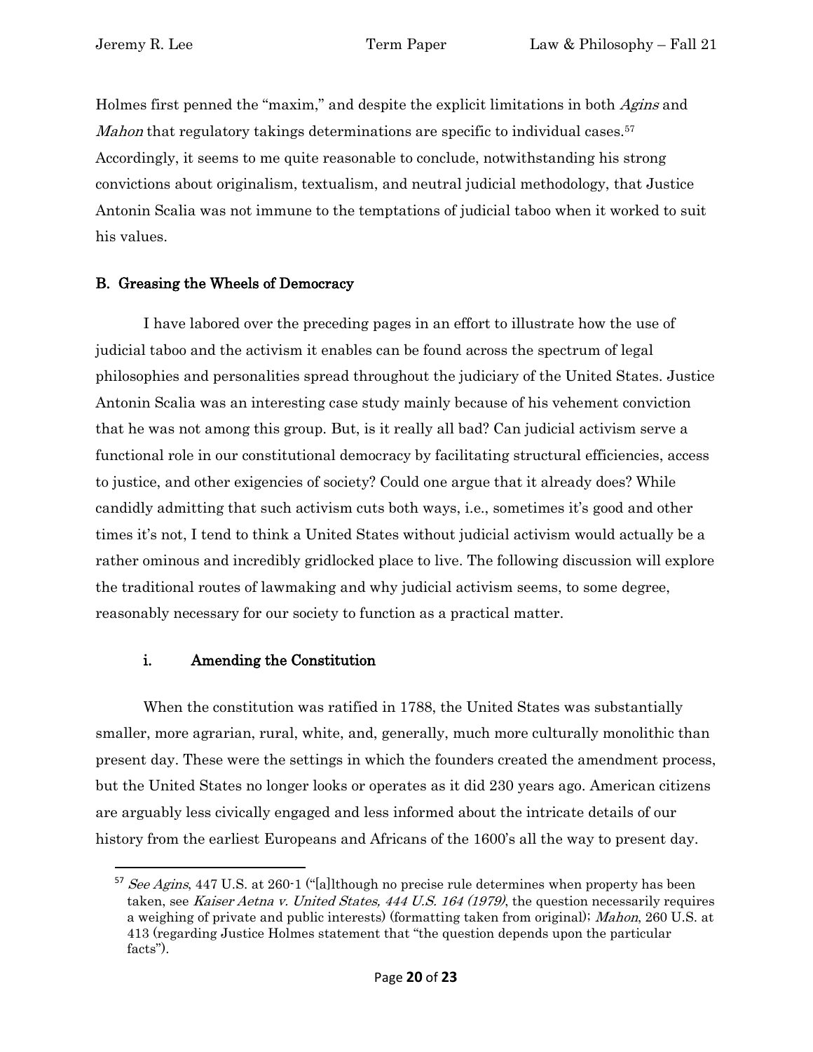Holmes first penned the "maxim," and despite the explicit limitations in both *Agins* and *Mahon* that regulatory takings determinations are specific to individual cases.[57] Accordingly, it seems to me quite reasonable to conclude, notwithstanding his strong convictions about originalism, textualism, and neutral judicial methodology, that Justice Antonin Scalia was not immune to the temptations of judicial taboo when it worked to suit his values.

### B. Greasing the Wheels of Democracy

I have labored over the preceding pages in an effort to illustrate how the use of judicial taboo and the activism it enables can be found across the spectrum of legal philosophies and personalities spread throughout the judiciary of the United States. Justice Antonin Scalia was an interesting case study mainly because of his vehement conviction that he was not among this group. But, is it really all bad? Can judicial activism serve a functional role in our constitutional democracy by facilitating structural efficiencies, access to justice, and other exigencies of society? Could one argue that it already does? While candidly admitting that such activism cuts both ways, i.e., sometimes it's good and other times it's not, I tend to think a United States without judicial activism would actually be a rather ominous and incredibly gridlocked place to live. The following discussion will explore the traditional routes of lawmaking and why judicial activism seems, to some degree, reasonably necessary for our society to function as a practical matter.

#### i. Amending the Constitution

When the constitution was ratified in 1788, the United States was substantially smaller, more agrarian, rural, white, and, generally, much more culturally monolithic than present day. These were the settings in which the founders created the amendment process, but the United States no longer looks or operates as it did 230 years ago. American citizens are arguably less civically engaged and less informed about the intricate details of our history from the earliest Europeans and Africans of the 1600's all the way to present day.

---

[57] *See Agins*, 447 U.S. at 260-1 ("[a]lthough no precise rule determines when property has been taken, see *Kaiser Aetna v. United States, 444 U.S. 164 (1979)*, the question necessarily requires a weighing of private and public interests) (formatting taken from original); *Mahon*, 260 U.S. at 413 (regarding Justice Holmes statement that "the question depends upon the particular facts").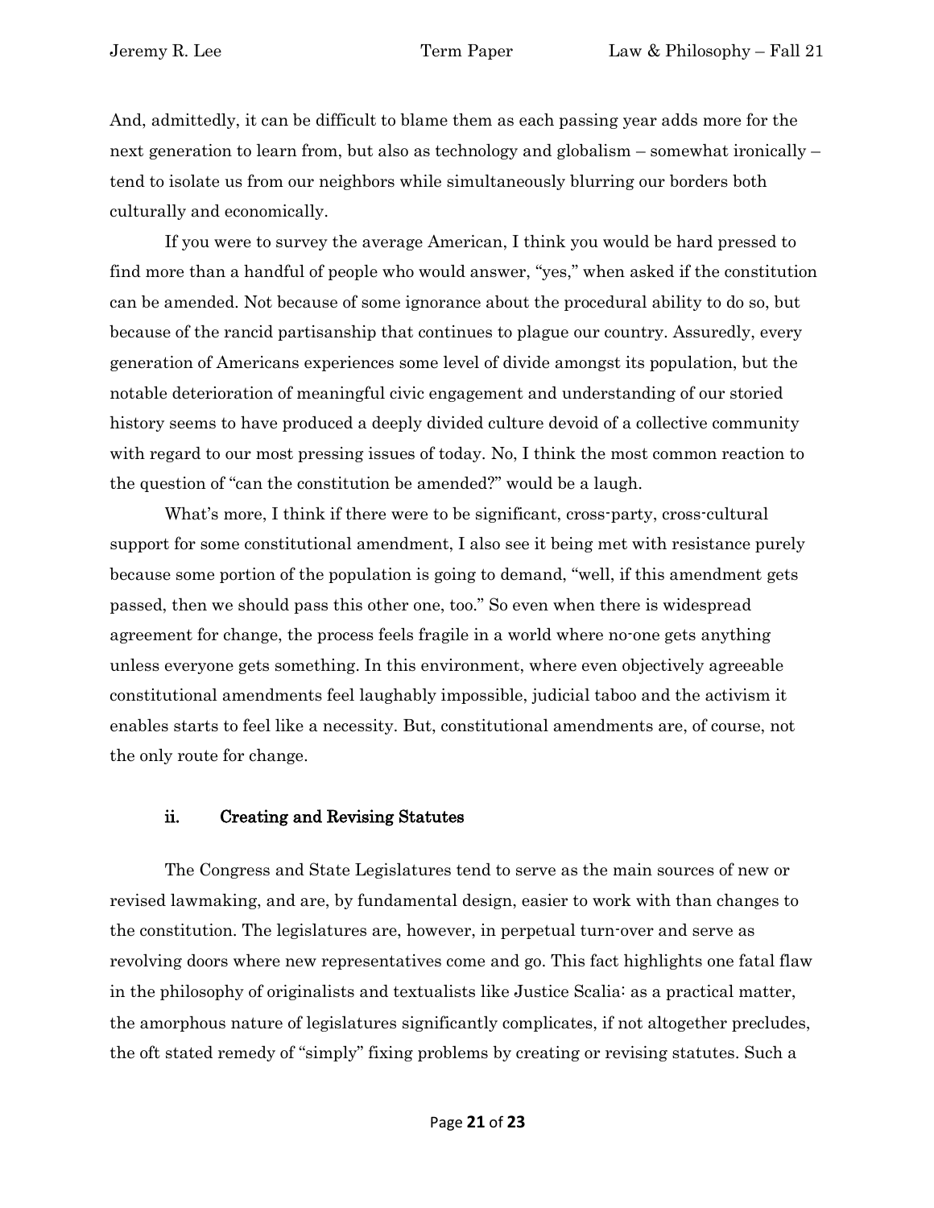And, admittedly, it can be difficult to blame them as each passing year adds more for the next generation to learn from, but also as technology and globalism – somewhat ironically – tend to isolate us from our neighbors while simultaneously blurring our borders both culturally and economically.

If you were to survey the average American, I think you would be hard pressed to find more than a handful of people who would answer, "yes," when asked if the constitution can be amended. Not because of some ignorance about the procedural ability to do so, but because of the rancid partisanship that continues to plague our country. Assuredly, every generation of Americans experiences some level of divide amongst its population, but the notable deterioration of meaningful civic engagement and understanding of our storied history seems to have produced a deeply divided culture devoid of a collective community with regard to our most pressing issues of today. No, I think the most common reaction to the question of "can the constitution be amended?" would be a laugh.

What's more, I think if there were to be significant, cross-party, cross-cultural support for some constitutional amendment, I also see it being met with resistance purely because some portion of the population is going to demand, "well, if this amendment gets passed, then we should pass this other one, too." So even when there is widespread agreement for change, the process feels fragile in a world where no-one gets anything unless everyone gets something. In this environment, where even objectively agreeable constitutional amendments feel laughably impossible, judicial taboo and the activism it enables starts to feel like a necessity. But, constitutional amendments are, of course, not the only route for change.

### ii. Creating and Revising Statutes

The Congress and State Legislatures tend to serve as the main sources of new or revised lawmaking, and are, by fundamental design, easier to work with than changes to the constitution. The legislatures are, however, in perpetual turn-over and serve as revolving doors where new representatives come and go. This fact highlights one fatal flaw in the philosophy of originalists and textualists like Justice Scalia: as a practical matter, the amorphous nature of legislatures significantly complicates, if not altogether precludes, the oft stated remedy of "simply" fixing problems by creating or revising statutes. Such a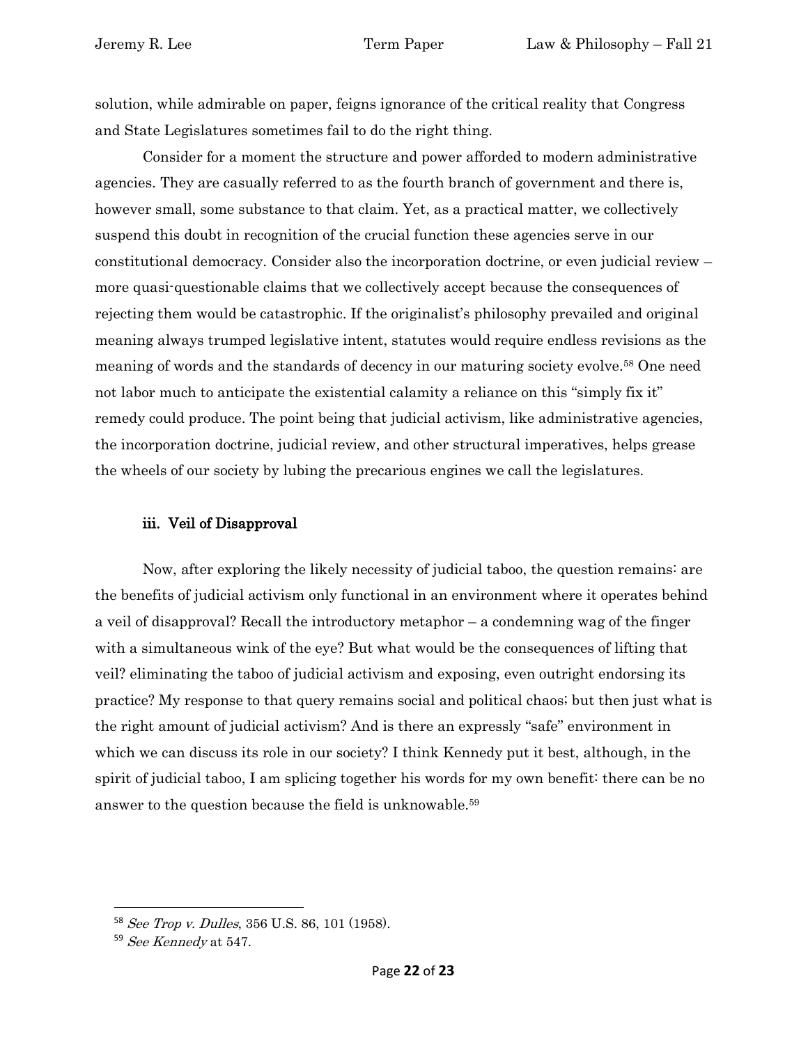solution, while admirable on paper, feigns ignorance of the critical reality that Congress and State Legislatures sometimes fail to do the right thing.

Consider for a moment the structure and power afforded to modern administrative agencies. They are casually referred to as the fourth branch of government and there is, however small, some substance to that claim. Yet, as a practical matter, we collectively suspend this doubt in recognition of the crucial function these agencies serve in our constitutional democracy. Consider also the incorporation doctrine, or even judicial review – more quasi-questionable claims that we collectively accept because the consequences of rejecting them would be catastrophic. If the originalist's philosophy prevailed and original meaning always trumped legislative intent, statutes would require endless revisions as the meaning of words and the standards of decency in our maturing society evolve.[58] One need not labor much to anticipate the existential calamity a reliance on this "simply fix it" remedy could produce. The point being that judicial activism, like administrative agencies, the incorporation doctrine, judicial review, and other structural imperatives, helps grease the wheels of our society by lubing the precarious engines we call the legislatures.

### iii. Veil of Disapproval

Now, after exploring the likely necessity of judicial taboo, the question remains: are the benefits of judicial activism only functional in an environment where it operates behind a veil of disapproval? Recall the introductory metaphor – a condemning wag of the finger with a simultaneous wink of the eye? But what would be the consequences of lifting that veil? eliminating the taboo of judicial activism and exposing, even outright endorsing its practice? My response to that query remains social and political chaos; but then just what is the right amount of judicial activism? And is there an expressly "safe" environment in which we can discuss its role in our society? I think Kennedy put it best, although, in the spirit of judicial taboo, I am splicing together his words for my own benefit: there can be no answer to the question because the field is unknowable.[59]

---

[58] *See Trop v. Dulles*, 356 U.S. 86, 101 (1958).

[59] *See Kennedy* at 547.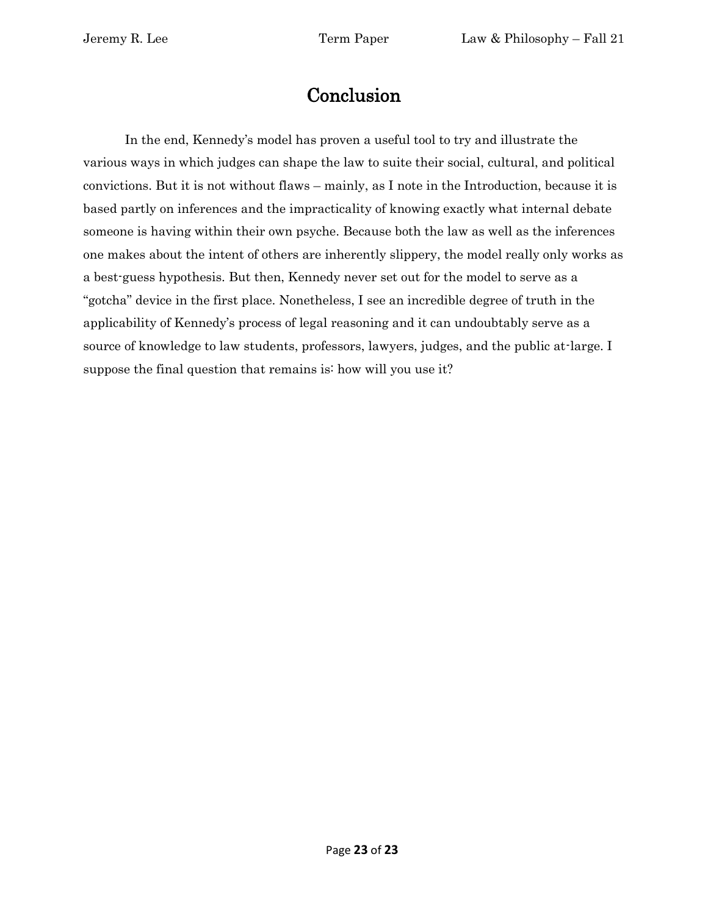# Conclusion

In the end, Kennedy's model has proven a useful tool to try and illustrate the various ways in which judges can shape the law to suite their social, cultural, and political convictions. But it is not without flaws – mainly, as I note in the Introduction, because it is based partly on inferences and the impracticality of knowing exactly what internal debate someone is having within their own psyche. Because both the law as well as the inferences one makes about the intent of others are inherently slippery, the model really only works as a best-guess hypothesis. But then, Kennedy never set out for the model to serve as a "gotcha" device in the first place. Nonetheless, I see an incredible degree of truth in the applicability of Kennedy's process of legal reasoning and it can undoubtably serve as a source of knowledge to law students, professors, lawyers, judges, and the public at-large. I suppose the final question that remains is: how will you use it?